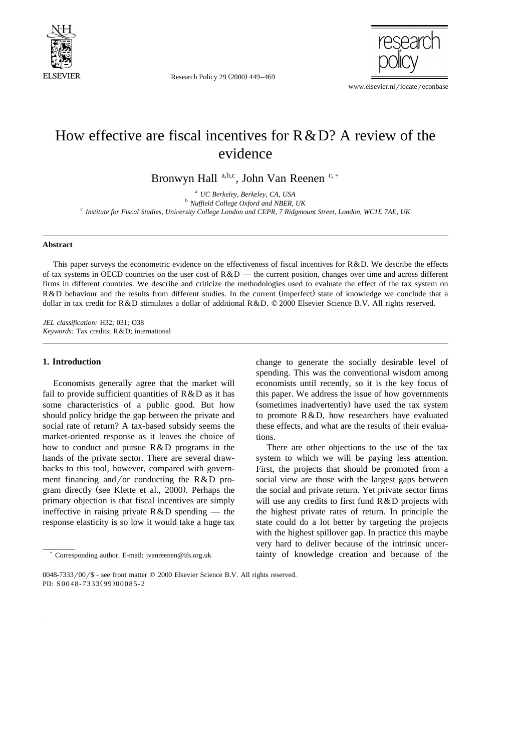# How effective are fiscal incentives for R&D? A review of the evidence

Bronwyn Hall [a,b,c], John Van Reenen [c,*]

[a] UC Berkeley, Berkeley, CA, USA
[b] Nuffield College Oxford and NBER, UK
[c] Institute for Fiscal Studies, University College London and CEPR, 7 Ridgmount Street, London, WC1E 7AE, UK

---

**Abstract**

This paper surveys the econometric evidence on the effectiveness of fiscal incentives for R&D. We describe the effects of tax systems in OECD countries on the user cost of R&D — the current position, changes over time and across different firms in different countries. We describe and criticize the methodologies used to evaluate the effect of the tax system on R&D behaviour and the results from different studies. In the current (imperfect) state of knowledge we conclude that a dollar in tax credit for R&D stimulates a dollar of additional R&D. © 2000 Elsevier Science B.V. All rights reserved.

*JEL classification:* H32; 031; O38
*Keywords:* Tax credits; R&D; international

---

## 1. Introduction

Economists generally agree that the market will fail to provide sufficient quantities of R&D as it has some characteristics of a public good. But how should policy bridge the gap between the private and social rate of return? A tax-based subsidy seems the market-oriented response as it leaves the choice of how to conduct and pursue R&D programs in the hands of the private sector. There are several drawbacks to this tool, however, compared with government financing and/or conducting the R&D program directly (see Klette et al., 2000). Perhaps the primary objection is that fiscal incentives are simply ineffective in raising private R&D spending — the response elasticity is so low it would take a huge tax change to generate the socially desirable level of spending. This was the conventional wisdom among economists until recently, so it is the key focus of this paper. We address the issue of how governments (sometimes inadvertently) have used the tax system to promote R&D, how researchers have evaluated these effects, and what are the results of their evaluations.

There are other objections to the use of the tax system to which we will be paying less attention. First, the projects that should be promoted from a social view are those with the largest gaps between the social and private return. Yet private sector firms will use any credits to first fund R&D projects with the highest private rates of return. In principle the state could do a lot better by targeting the projects with the highest spillover gap. In practice this maybe very hard to deliver because of the intrinsic uncertainty of knowledge creation and because of the

---

* Corresponding author. E-mail: jvanreenen@ifs.org.uk

0048-7333/00/$ - see front matter © 2000 Elsevier Science B.V. All rights reserved.
PII: S0048-7333(99)00085-2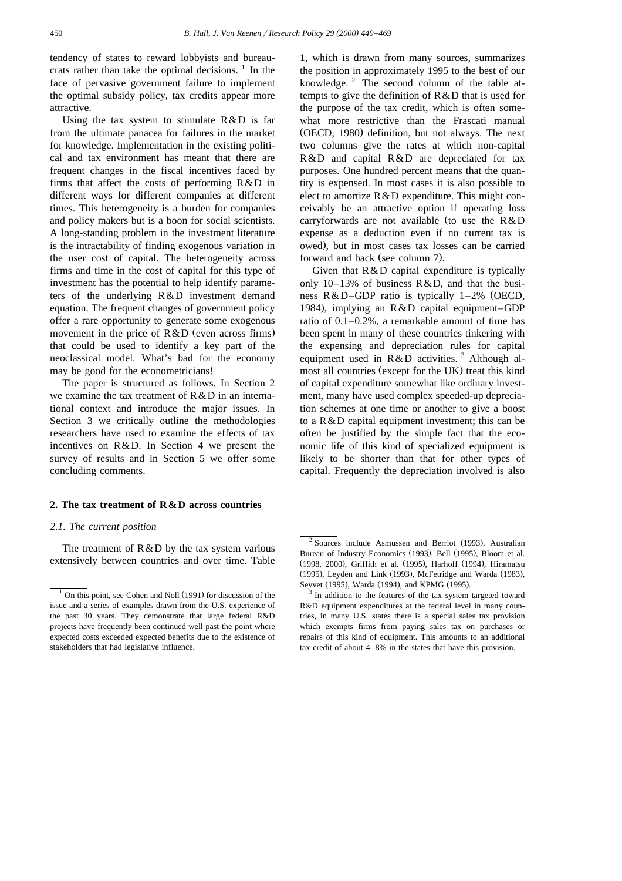tendency of states to reward lobbyists and bureaucrats rather than take the optimal decisions.[1] In the face of pervasive government failure to implement the optimal subsidy policy, tax credits appear more attractive.

Using the tax system to stimulate R&D is far from the ultimate panacea for failures in the market for knowledge. Implementation in the existing political and tax environment has meant that there are frequent changes in the fiscal incentives faced by firms that affect the costs of performing R&D in different ways for different companies at different times. This heterogeneity is a burden for companies and policy makers but is a boon for social scientists. A long-standing problem in the investment literature is the intractability of finding exogenous variation in the user cost of capital. The heterogeneity across firms and time in the cost of capital for this type of investment has the potential to help identify parameters of the underlying R&D investment demand equation. The frequent changes of government policy offer a rare opportunity to generate some exogenous movement in the price of R&D (even across firms) that could be used to identify a key part of the neoclassical model. What's bad for the economy may be good for the econometricians!

The paper is structured as follows. In Section 2 we examine the tax treatment of R&D in an international context and introduce the major issues. In Section 3 we critically outline the methodologies researchers have used to examine the effects of tax incentives on R&D. In Section 4 we present the survey of results and in Section 5 we offer some concluding comments.

## 2. The tax treatment of R&D across countries

### 2.1. The current position

The treatment of R&D by the tax system various extensively between countries and over time. Table 1, which is drawn from many sources, summarizes the position in approximately 1995 to the best of our knowledge.[2] The second column of the table attempts to give the definition of R&D that is used for the purpose of the tax credit, which is often somewhat more restrictive than the Frascati manual (OECD, 1980) definition, but not always. The next two columns give the rates at which non-capital R&D and capital R&D are depreciated for tax purposes. One hundred percent means that the quantity is expensed. In most cases it is also possible to elect to amortize R&D expenditure. This might conceivably be an attractive option if operating loss carryforwards are not available (to use the R&D expense as a deduction even if no current tax is owed), but in most cases tax losses can be carried forward and back (see column 7).

Given that R&D capital expenditure is typically only 10–13% of business R&D, and that the business R&D–GDP ratio is typically 1–2% (OECD, 1984), implying an R&D capital equipment–GDP ratio of 0.1–0.2%, a remarkable amount of time has been spent in many of these countries tinkering with the expensing and depreciation rules for capital equipment used in R&D activities.[3] Although almost all countries (except for the UK) treat this kind of capital expenditure somewhat like ordinary investment, many have used complex speeded-up depreciation schemes at one time or another to give a boost to a R&D capital equipment investment; this can be often be justified by the simple fact that the economic life of this kind of specialized equipment is likely to be shorter than that for other types of capital. Frequently the depreciation involved is also

---

[1] On this point, see Cohen and Noll (1991) for discussion of the issue and a series of examples drawn from the U.S. experience of the past 30 years. They demonstrate that large federal R&D projects have frequently been continued well past the point where expected costs exceeded expected benefits due to the existence of stakeholders that had legislative influence.

[2] Sources include Asmussen and Berriot (1993), Australian Bureau of Industry Economics (1993), Bell (1995), Bloom et al. (1998, 2000), Griffith et al. (1995), Harhoff (1994), Hiramatsu (1995), Leyden and Link (1993), McFetridge and Warda (1983), Seyvet (1995), Warda (1994), and KPMG (1995).

[3] In addition to the features of the tax system targeted toward R&D equipment expenditures at the federal level in many countries, in many U.S. states there is a special sales tax provision which exempts firms from paying sales tax on purchases or repairs of this kind of equipment. This amounts to an additional tax credit of about 4–8% in the states that have this provision.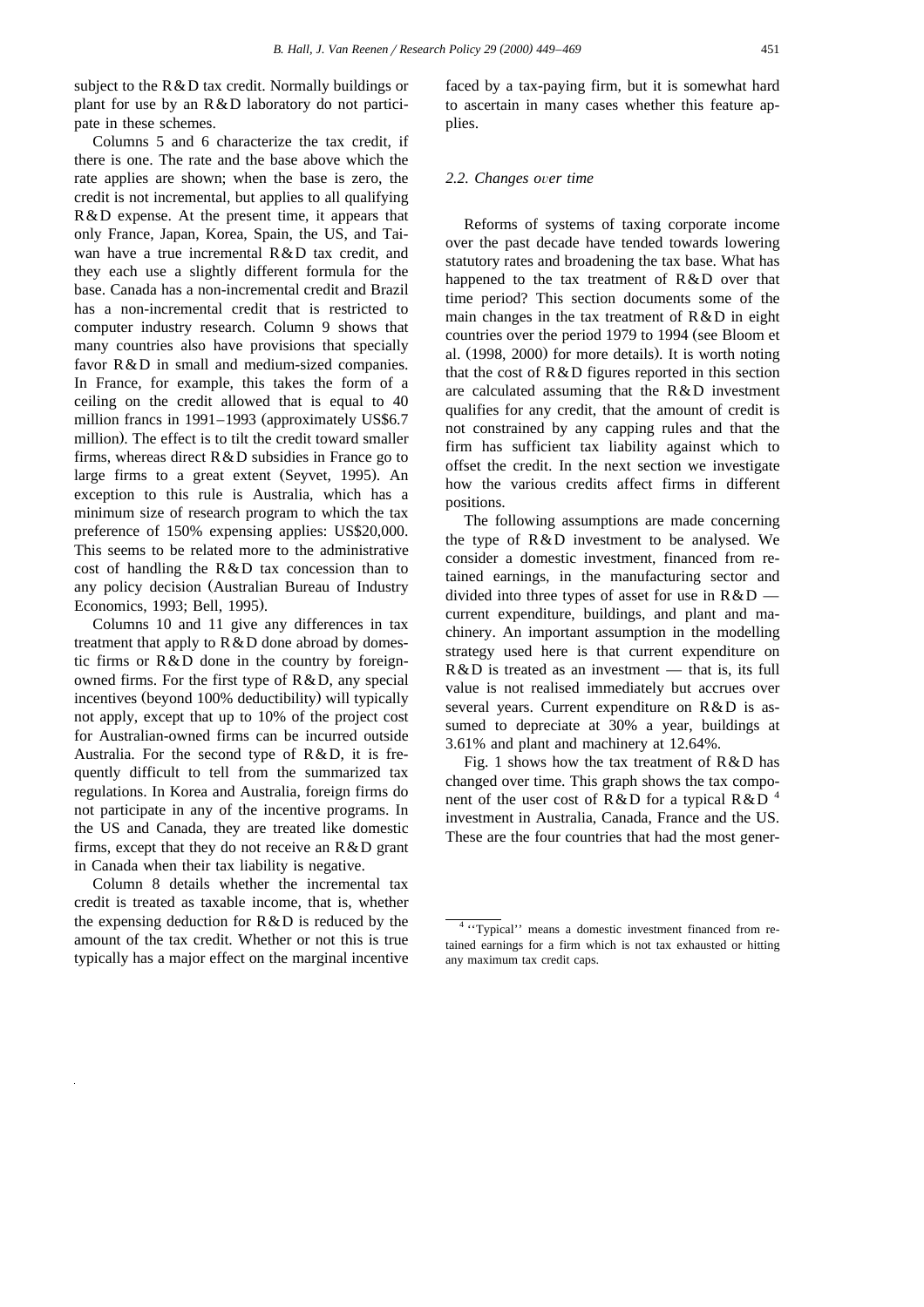subject to the R&D tax credit. Normally buildings or plant for use by an R&D laboratory do not participate in these schemes.

Columns 5 and 6 characterize the tax credit, if there is one. The rate and the base above which the rate applies are shown; when the base is zero, the credit is not incremental, but applies to all qualifying R&D expense. At the present time, it appears that only France, Japan, Korea, Spain, the US, and Taiwan have a true incremental R&D tax credit, and they each use a slightly different formula for the base. Canada has a non-incremental credit and Brazil has a non-incremental credit that is restricted to computer industry research. Column 9 shows that many countries also have provisions that specially favor R&D in small and medium-sized companies. In France, for example, this takes the form of a ceiling on the credit allowed that is equal to 40 million francs in 1991–1993 (approximately US$6.7 million). The effect is to tilt the credit toward smaller firms, whereas direct R&D subsidies in France go to large firms to a great extent (Seyvet, 1995). An exception to this rule is Australia, which has a minimum size of research program to which the tax preference of 150% expensing applies: US$20,000. This seems to be related more to the administrative cost of handling the R&D tax concession than to any policy decision (Australian Bureau of Industry Economics, 1993; Bell, 1995).

Columns 10 and 11 give any differences in tax treatment that apply to R&D done abroad by domestic firms or R&D done in the country by foreign-owned firms. For the first type of R&D, any special incentives (beyond 100% deductibility) will typically not apply, except that up to 10% of the project cost for Australian-owned firms can be incurred outside Australia. For the second type of R&D, it is frequently difficult to tell from the summarized tax regulations. In Korea and Australia, foreign firms do not participate in any of the incentive programs. In the US and Canada, they are treated like domestic firms, except that they do not receive an R&D grant in Canada when their tax liability is negative.

Column 8 details whether the incremental tax credit is treated as taxable income, that is, whether the expensing deduction for R&D is reduced by the amount of the tax credit. Whether or not this is true typically has a major effect on the marginal incentive faced by a tax-paying firm, but it is somewhat hard to ascertain in many cases whether this feature applies.

### *2.2. Changes over time*

Reforms of systems of taxing corporate income over the past decade have tended towards lowering statutory rates and broadening the tax base. What has happened to the tax treatment of R&D over that time period? This section documents some of the main changes in the tax treatment of R&D in eight countries over the period 1979 to 1994 (see Bloom et al. (1998, 2000) for more details). It is worth noting that the cost of R&D figures reported in this section are calculated assuming that the R&D investment qualifies for any credit, that the amount of credit is not constrained by any capping rules and that the firm has sufficient tax liability against which to offset the credit. In the next section we investigate how the various credits affect firms in different positions.

The following assumptions are made concerning the type of R&D investment to be analysed. We consider a domestic investment, financed from retained earnings, in the manufacturing sector and divided into three types of asset for use in R&D — current expenditure, buildings, and plant and machinery. An important assumption in the modelling strategy used here is that current expenditure on R&D is treated as an investment — that is, its full value is not realised immediately but accrues over several years. Current expenditure on R&D is assumed to depreciate at 30% a year, buildings at 3.61% and plant and machinery at 12.64%.

Fig. 1 shows how the tax treatment of R&D has changed over time. This graph shows the tax component of the user cost of R&D for a typical R&D [4] investment in Australia, Canada, France and the US. These are the four countries that had the most gener-

[4] ''Typical'' means a domestic investment financed from retained earnings for a firm which is not tax exhausted or hitting any maximum tax credit caps.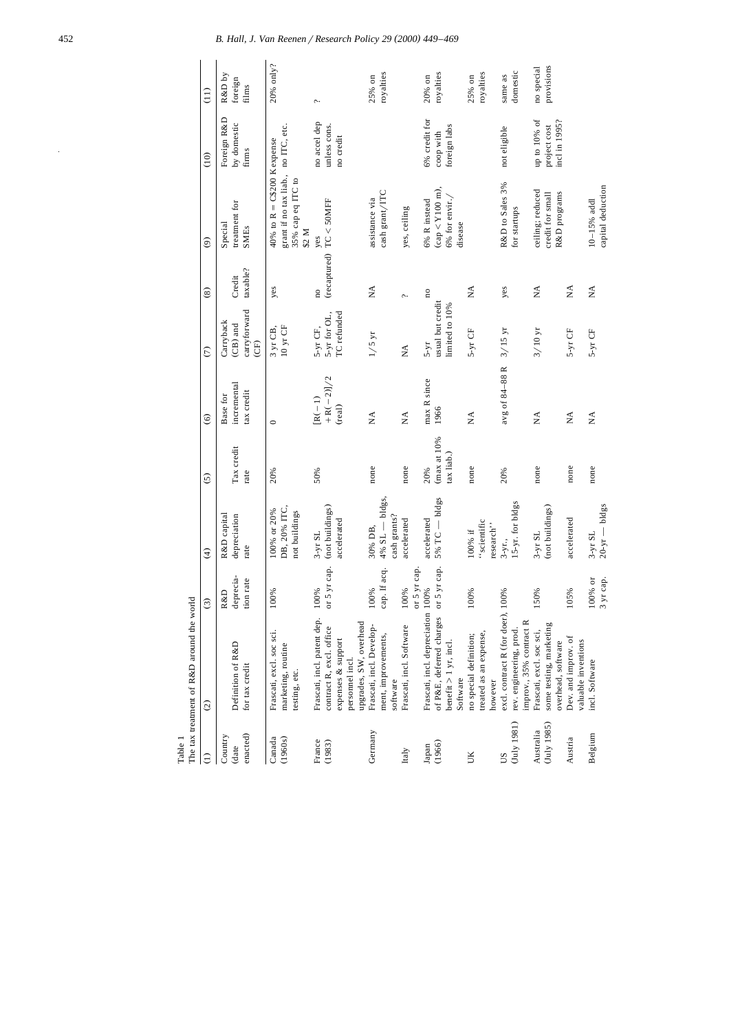Table 1
The tax treatment of R&D around the world

| (1) Country (date enacted) | (2) Definition of R&D for tax credit | (3) R&D depreciation rate | (4) R&D capital depreciation rate | (5) Tax credit rate | (6) Base for incremental tax credit | (7) Carryback (CB) and carryforward (CF) | (8) Credit taxable? | (9) Special treatment for SMEs | (10) Foreign R&D by domestic firms | (11) R&D by foreign firms |
|---|---|---|---|---|---|---|---|---|---|---|
| Canada (1960s) | Frascati, excl. soc sci. marketing, routine testing, etc. | 100% | 100% or 20% DB, 20% ITC, not buildings | 20% | 0 | 3 yr CB, 10 yr CF | yes | 40% to R = C$200 K grant if no tax liab., 35% cap eq ITC to $2 M | expense no ITC, etc. | 20% only? |
| France (1983) | Frascati, incl. patent dep. contract R, excl. office expenses & support personnel incl. upgrades, SW, overhead | 100% or 5 yr cap. | 3-yr SL (not buildings) accelerated | 50% | $[R(-1)+R(-2)]/2$ (real) | 5-yr CF, 5-yr for OL, TC refunded | no (recaptured) | yes TC < 50MFF | no accel dep unless cons. no credit | ? |
| Germany | Frascati, incl. Development, improvements, software | 100% cap. If acq. | 30% DB, 4% SL — bldgs, cash grants? | none | NA | 1/5 yr | NA | assistance via cash grant/ITC | | 25% on royalties |
| Italy | Frascati, incl. Software | 100% or 5 yr cap. | accelerated | none | NA | NA | ? | yes, ceiling | | |
| Japan (1966) | Frascati, incl. depreciation of P&E, deferred charges benefit > 1 yr, incl. Software | 100% or 5 yr cap. | accelerated 5% TC — bldgs | 20% (max at 10% tax liab.) | max R since 1966 | 5-yr usual but credit limited to 10% | no | 6% R instead (cap < Y100 m), 6% for envir./disease | 6% credit for coop with foreign labs | 20% on royalties |
| UK | no special definition; treated as an expense, however | 100% | 100% if "scientific research" | none | NA | 5-yr CF | NA | | | 25% on royalties |
| US (July 1981) | excl. contract R (for doer), rev. engineering, prod. improv., 35% contract R | 100% | 3-yr., 15-yr. for bldgs | 20% | avg of 84–88 R | 3/15 yr | yes | R&D to Sales 3% for startups | not eligible | same as domestic |
| Australia (July 1985) | Frascati, excl. soc sci, some testing, marketing overhead, software | 150% | 3-yr SL (not buildings) | none | NA | 3/10 yr | NA | ceiling; reduced credit for small R&D programs | up to 10% of project cost incl in 1995? | no special provisions |
| Austria | Dev. and improv. of valuable inventions | 105% | accelerated | none | NA | 5-yr CF | NA | | | |
| Belgium | incl. Software | 100% or 3 yr cap. | 3-yr SL 20-yr — bldgs | none | NA | 5-yr CF | NA | 10–15% addl capital deduction | | |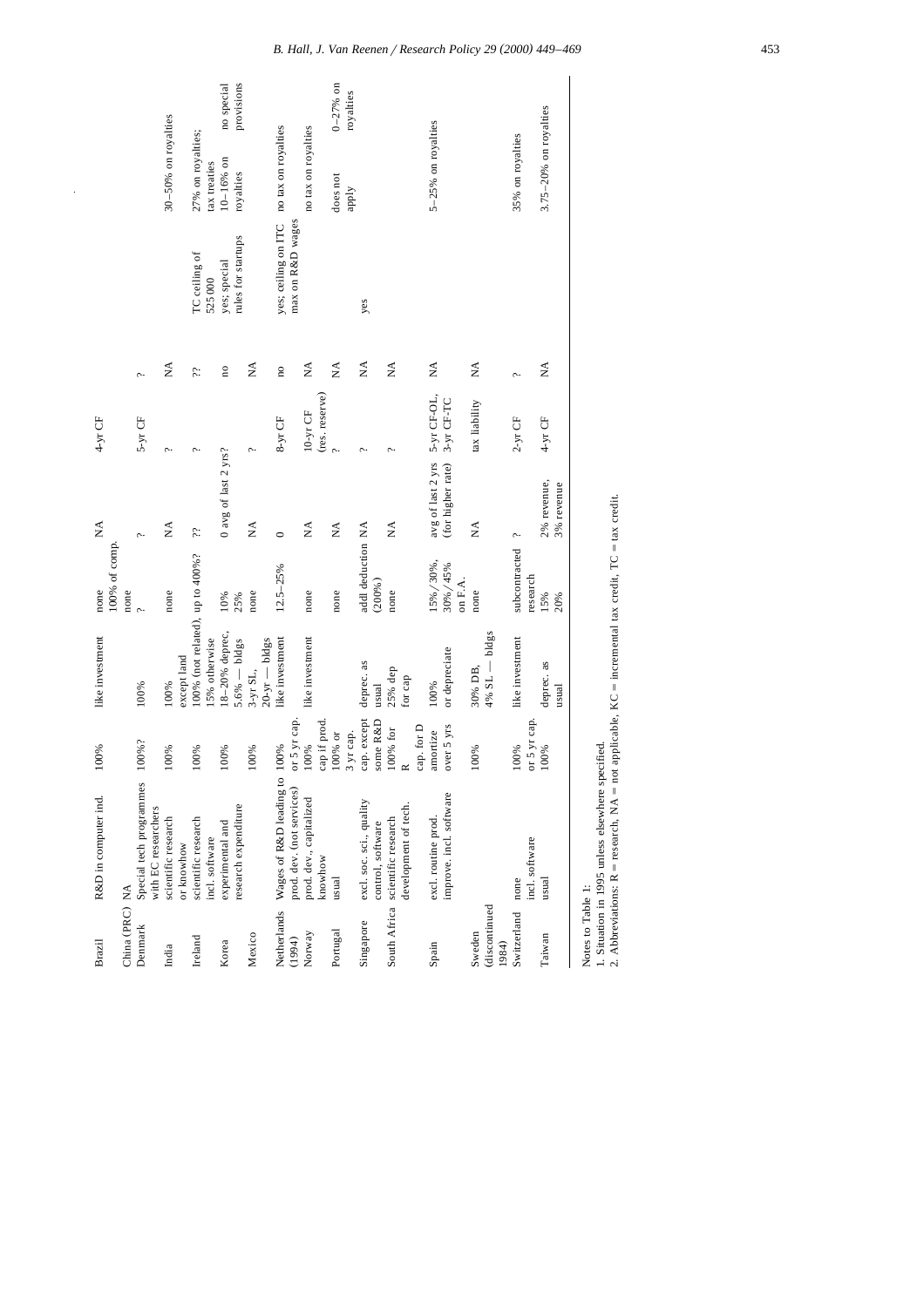| | | | | | | | | | | |
|---|---|---|---|---|---|---|---|---|---|---|
| Brazil | R&D in computer ind. | 100% | like investment | none 100% of comp. | NA | 4-yr CF | | | | |
| China (PRC) | NA | | | none | | | | | | |
| Denmark | Special tech programmes with EC researchers | 100%? | 100% | ? | ? | 5-yr CF | ? | | | |
| India | scientific research or knowhow | 100% | 100% except land | none | NA | ? | NA | | 30–50% on royalties | |
| Ireland | scientific research incl. software | 100% | 100% (not related), 15% otherwise | up to 400%? | ?? | ? | ?? | TC ceiling of 525 000 | 27% on royalties; tax treaties | |
| Korea | experimental and research expenditure | 100% | 18–20% deprec, 5.6% — bldgs | 10% 25% | 0 avg of last 2 yrs? | | no | yes; special rules for startups | 10–16% on royalties | no special provisions |
| Mexico | | 100% | 3-yr SL, 20-yr — bldgs | none | NA | ? | NA | | | |
| Netherlands (1994) | Wages of R&D leading to prod. dev. (not services) | 100% or 5 yr cap. | like investment | 12.5–25% | 0 | 8-yr CF | no | yes; ceiling on ITC max on R&D wages | no tax on royalties | |
| Norway | prod. dev., capitalized knowhow | 100% cap if prod. | like investment | none | NA | 10-yr CF (res. reserve) | NA | | no tax on royalties | |
| Portugal | usual | 100% or 3 yr cap. | | none | NA | ? | NA | | does not apply | 0–27% on royalties |
| Singapore | excl. soc. sci., quality control, software | cap. except some R&D | deprec. as usual | add deduction NA (200%) | NA | ? | NA | yes | | |
| South Africa | scientific research development of tech. | 100% for R cap. for D | 25% dep for cap | none | NA | ? | NA | | | |
| Spain | excl. routine prod. improve. incl. software | amortize over 5 yrs | 100% or depreciate | 15%/30%, 30%/45% on F.A. | avg of last 2 yrs (for higher rate) | 5-yr CF-OL, 3-yr CF-TC | NA | | 5–25% on royalties | |
| Sweden (discontinued 1984) | | 100% | 30% DB, 4% SL — bldgs | none | NA | tax liability | NA | | | |
| Switzerland | none incl. software | 100% or 5 yr cap. | like investment | subcontracted research | ? | 2-yr CF | ? | | 35% on royalties | |
| Taiwan | usual | 100% | deprec. as usual | 15% 20% | 2% revenue, 3% revenue | 4-yr CF | NA | | 3.75–20% on royalties | |

Notes to Table 1:

1. Situation in 1995 unless elsewhere specified.
2. Abbreviations: R = research, NA = not applicable, KC = incremental tax credit, TC = tax credit.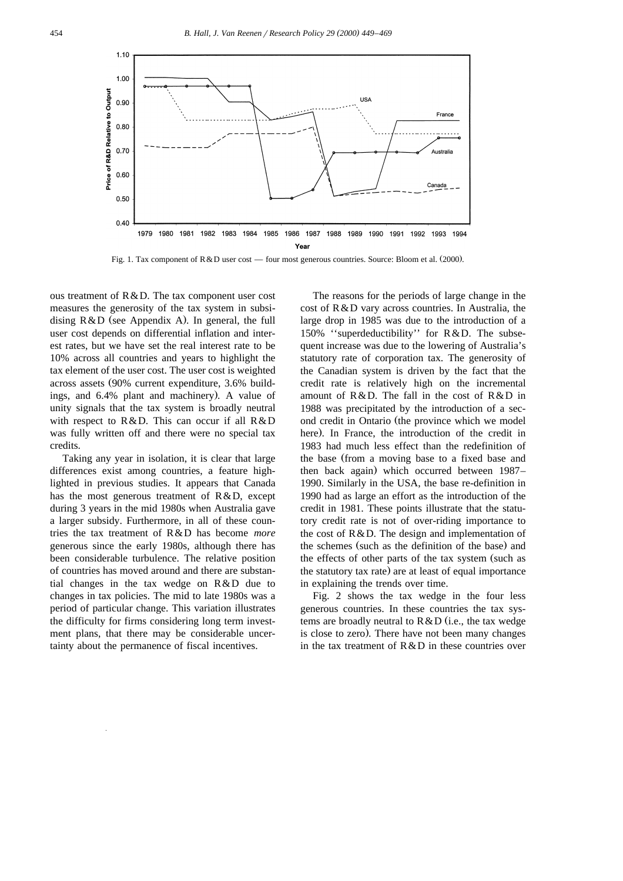Fig. 1. Tax component of R&D user cost — four most generous countries. Source: Bloom et al. (2000).

ous treatment of R&D. The tax component user cost measures the generosity of the tax system in subsidising R&D (see Appendix A). In general, the full user cost depends on differential inflation and interest rates, but we have set the real interest rate to be 10% across all countries and years to highlight the tax element of the user cost. The user cost is weighted across assets (90% current expenditure, 3.6% buildings, and 6.4% plant and machinery). A value of unity signals that the tax system is broadly neutral with respect to R&D. This can occur if all R&D was fully written off and there were no special tax credits.

Taking any year in isolation, it is clear that large differences exist among countries, a feature highlighted in previous studies. It appears that Canada has the most generous treatment of R&D, except during 3 years in the mid 1980s when Australia gave a larger subsidy. Furthermore, in all of these countries the tax treatment of R&D has become *more* generous since the early 1980s, although there has been considerable turbulence. The relative position of countries has moved around and there are substantial changes in the tax wedge on R&D due to changes in tax policies. The mid to late 1980s was a period of particular change. This variation illustrates the difficulty for firms considering long term investment plans, that there may be considerable uncertainty about the permanence of fiscal incentives.

The reasons for the periods of large change in the cost of R&D vary across countries. In Australia, the large drop in 1985 was due to the introduction of a 150% ''superdeductibility'' for R&D. The subsequent increase was due to the lowering of Australia's statutory rate of corporation tax. The generosity of the Canadian system is driven by the fact that the credit rate is relatively high on the incremental amount of R&D. The fall in the cost of R&D in 1988 was precipitated by the introduction of a second credit in Ontario (the province which we model here). In France, the introduction of the credit in 1983 had much less effect than the redefinition of the base (from a moving base to a fixed base and then back again) which occurred between 1987–1990. Similarly in the USA, the base re-definition in 1990 had as large an effort as the introduction of the credit in 1981. These points illustrate that the statutory credit rate is not of over-riding importance to the cost of R&D. The design and implementation of the schemes (such as the definition of the base) and the effects of other parts of the tax system (such as the statutory tax rate) are at least of equal importance in explaining the trends over time.

Fig. 2 shows the tax wedge in the four less generous countries. In these countries the tax systems are broadly neutral to R&D (i.e., the tax wedge is close to zero). There have not been many changes in the tax treatment of R&D in these countries over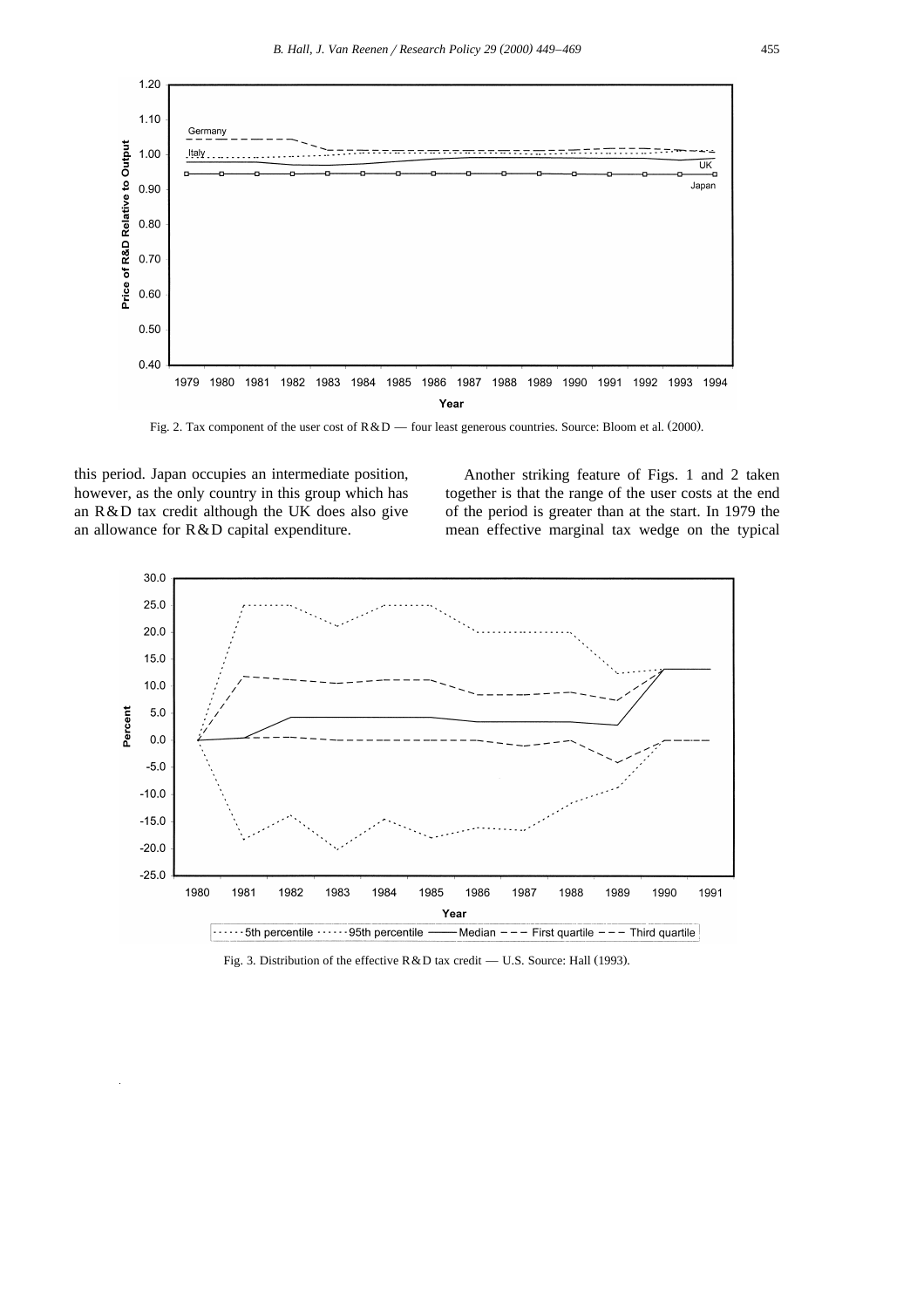Fig. 2. Tax component of the user cost of R&D — four least generous countries. Source: Bloom et al. (2000).

this period. Japan occupies an intermediate position, however, as the only country in this group which has an R&D tax credit although the UK does also give an allowance for R&D capital expenditure.

Another striking feature of Figs. 1 and 2 taken together is that the range of the user costs at the end of the period is greater than at the start. In 1979 the mean effective marginal tax wedge on the typical

Fig. 3. Distribution of the effective R&D tax credit — U.S. Source: Hall (1993).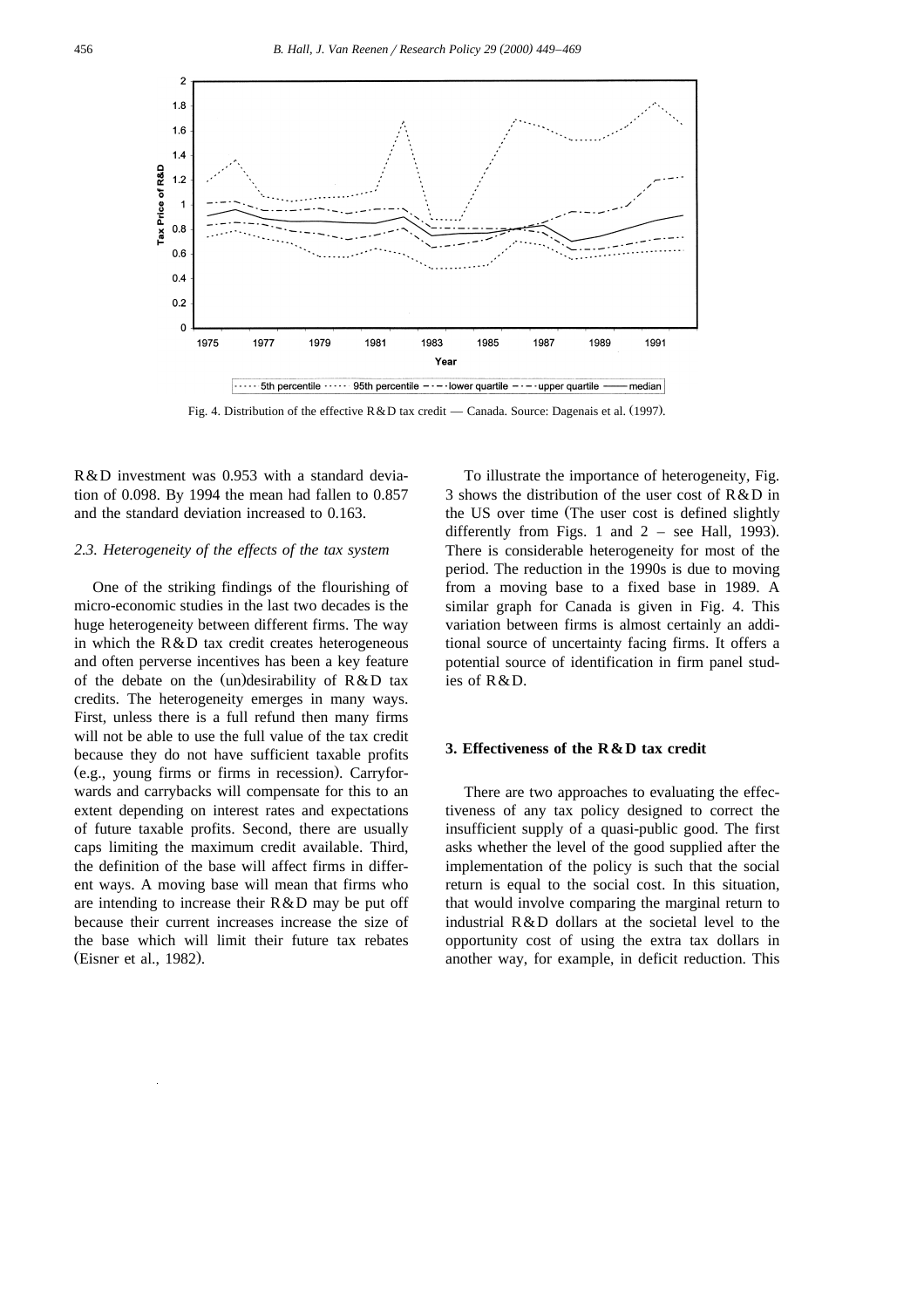Fig. 4. Distribution of the effective R&D tax credit — Canada. Source: Dagenais et al. (1997).

R&D investment was 0.953 with a standard deviation of 0.098. By 1994 the mean had fallen to 0.857 and the standard deviation increased to 0.163.

### 2.3. Heterogeneity of the effects of the tax system

One of the striking findings of the flourishing of micro-economic studies in the last two decades is the huge heterogeneity between different firms. The way in which the R&D tax credit creates heterogeneous and often perverse incentives has been a key feature of the debate on the (un)desirability of R&D tax credits. The heterogeneity emerges in many ways. First, unless there is a full refund then many firms will not be able to use the full value of the tax credit because they do not have sufficient taxable profits (e.g., young firms or firms in recession). Carryforwards and carrybacks will compensate for this to an extent depending on interest rates and expectations of future taxable profits. Second, there are usually caps limiting the maximum credit available. Third, the definition of the base will affect firms in different ways. A moving base will mean that firms who are intending to increase their R&D may be put off because their current increases increase the size of the base which will limit their future tax rebates (Eisner et al., 1982).

To illustrate the importance of heterogeneity, Fig. 3 shows the distribution of the user cost of R&D in the US over time (The user cost is defined slightly differently from Figs. 1 and 2 – see Hall, 1993). There is considerable heterogeneity for most of the period. The reduction in the 1990s is due to moving from a moving base to a fixed base in 1989. A similar graph for Canada is given in Fig. 4. This variation between firms is almost certainly an additional source of uncertainty facing firms. It offers a potential source of identification in firm panel studies of R&D.

## 3. Effectiveness of the R&D tax credit

There are two approaches to evaluating the effectiveness of any tax policy designed to correct the insufficient supply of a quasi-public good. The first asks whether the level of the good supplied after the implementation of the policy is such that the social return is equal to the social cost. In this situation, that would involve comparing the marginal return to industrial R&D dollars at the societal level to the opportunity cost of using the extra tax dollars in another way, for example, in deficit reduction. This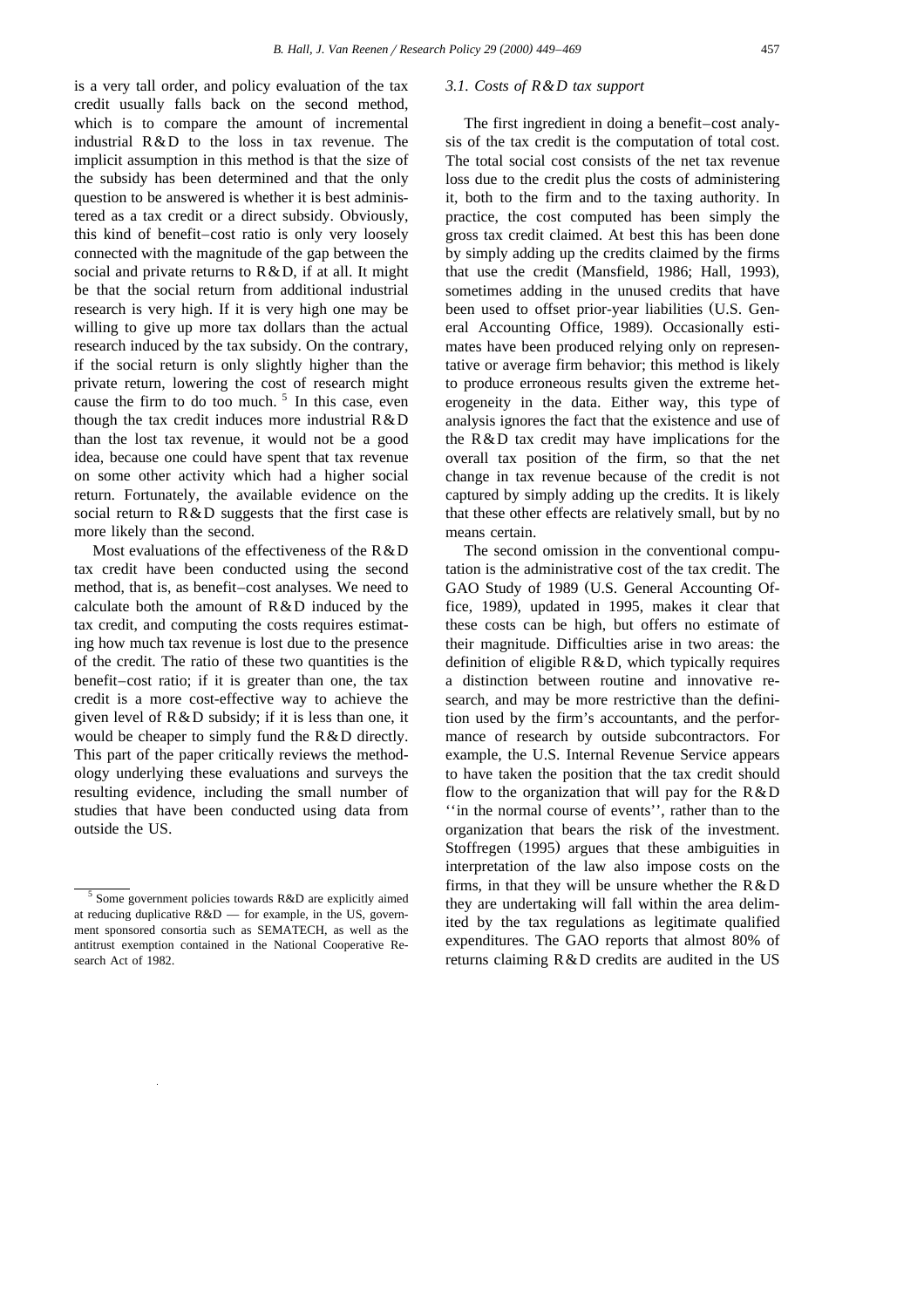is a very tall order, and policy evaluation of the tax credit usually falls back on the second method, which is to compare the amount of incremental industrial R&D to the loss in tax revenue. The implicit assumption in this method is that the size of the subsidy has been determined and that the only question to be answered is whether it is best administered as a tax credit or a direct subsidy. Obviously, this kind of benefit–cost ratio is only very loosely connected with the magnitude of the gap between the social and private returns to R&D, if at all. It might be that the social return from additional industrial research is very high. If it is very high one may be willing to give up more tax dollars than the actual research induced by the tax subsidy. On the contrary, if the social return is only slightly higher than the private return, lowering the cost of research might cause the firm to do too much. [5] In this case, even though the tax credit induces more industrial R&D than the lost tax revenue, it would not be a good idea, because one could have spent that tax revenue on some other activity which had a higher social return. Fortunately, the available evidence on the social return to R&D suggests that the first case is more likely than the second.

Most evaluations of the effectiveness of the R&D tax credit have been conducted using the second method, that is, as benefit–cost analyses. We need to calculate both the amount of R&D induced by the tax credit, and computing the costs requires estimating how much tax revenue is lost due to the presence of the credit. The ratio of these two quantities is the benefit–cost ratio; if it is greater than one, the tax credit is a more cost-effective way to achieve the given level of R&D subsidy; if it is less than one, it would be cheaper to simply fund the R&D directly. This part of the paper critically reviews the methodology underlying these evaluations and surveys the resulting evidence, including the small number of studies that have been conducted using data from outside the US.

[5] Some government policies towards R&D are explicitly aimed at reducing duplicative R&D — for example, in the US, government sponsored consortia such as SEMATECH, as well as the antitrust exemption contained in the National Cooperative Research Act of 1982.

### 3.1. Costs of R&D tax support

The first ingredient in doing a benefit–cost analysis of the tax credit is the computation of total cost. The total social cost consists of the net tax revenue loss due to the credit plus the costs of administering it, both to the firm and to the taxing authority. In practice, the cost computed has been simply the gross tax credit claimed. At best this has been done by simply adding up the credits claimed by the firms that use the credit (Mansfield, 1986; Hall, 1993), sometimes adding in the unused credits that have been used to offset prior-year liabilities (U.S. General Accounting Office, 1989). Occasionally estimates have been produced relying only on representative or average firm behavior; this method is likely to produce erroneous results given the extreme heterogeneity in the data. Either way, this type of analysis ignores the fact that the existence and use of the R&D tax credit may have implications for the overall tax position of the firm, so that the net change in tax revenue because of the credit is not captured by simply adding up the credits. It is likely that these other effects are relatively small, but by no means certain.

The second omission in the conventional computation is the administrative cost of the tax credit. The GAO Study of 1989 (U.S. General Accounting Office, 1989), updated in 1995, makes it clear that these costs can be high, but offers no estimate of their magnitude. Difficulties arise in two areas: the definition of eligible R&D, which typically requires a distinction between routine and innovative research, and may be more restrictive than the definition used by the firm's accountants, and the performance of research by outside subcontractors. For example, the U.S. Internal Revenue Service appears to have taken the position that the tax credit should flow to the organization that will pay for the R&D ''in the normal course of events'', rather than to the organization that bears the risk of the investment. Stoffregen (1995) argues that these ambiguities in interpretation of the law also impose costs on the firms, in that they will be unsure whether the R&D they are undertaking will fall within the area delimited by the tax regulations as legitimate qualified expenditures. The GAO reports that almost 80% of returns claiming R&D credits are audited in the US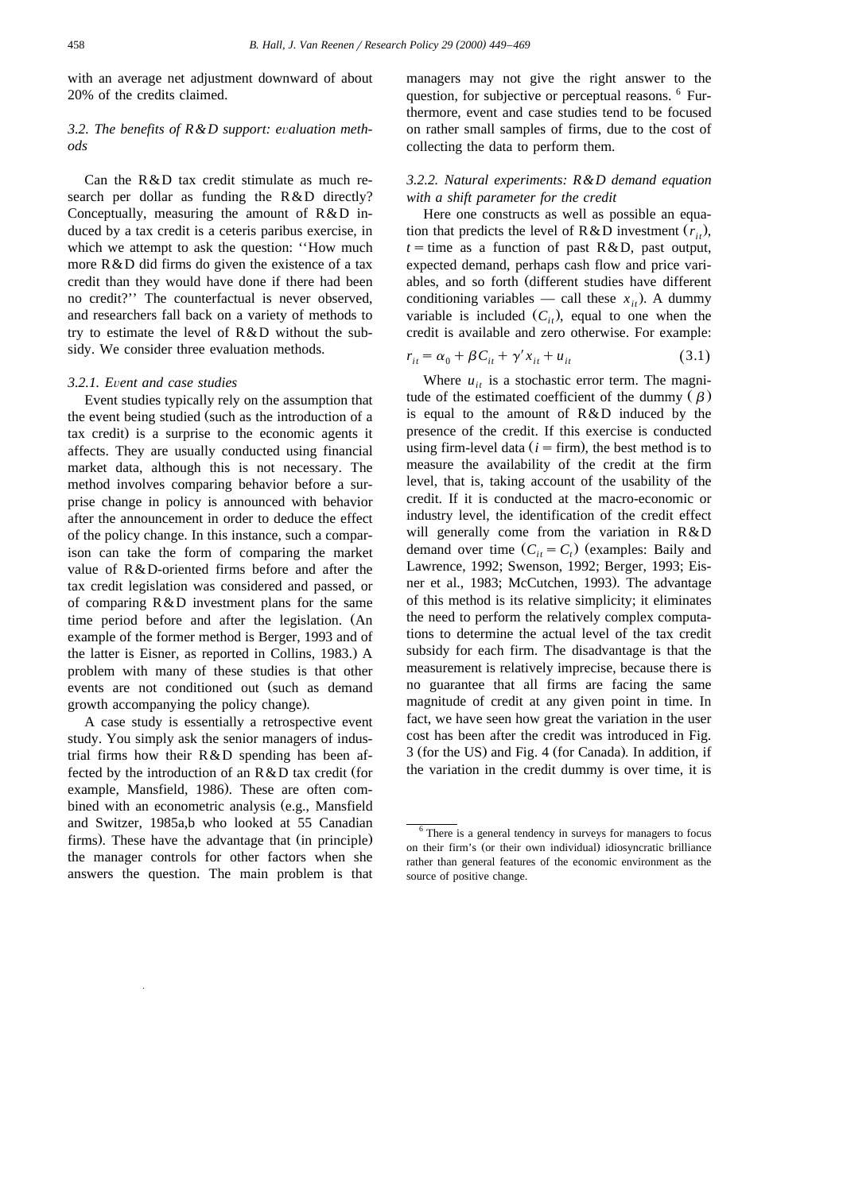with an average net adjustment downward of about 20% of the credits claimed.

### *3.2. The benefits of R&D support: evaluation methods*

Can the R&D tax credit stimulate as much research per dollar as funding the R&D directly? Conceptually, measuring the amount of R&D induced by a tax credit is a ceteris paribus exercise, in which we attempt to ask the question: ''How much more R&D did firms do given the existence of a tax credit than they would have done if there had been no credit?'' The counterfactual is never observed, and researchers fall back on a variety of methods to try to estimate the level of R&D without the subsidy. We consider three evaluation methods.

#### *3.2.1. Event and case studies*

Event studies typically rely on the assumption that the event being studied (such as the introduction of a tax credit) is a surprise to the economic agents it affects. They are usually conducted using financial market data, although this is not necessary. The method involves comparing behavior before a surprise change in policy is announced with behavior after the announcement in order to deduce the effect of the policy change. In this instance, such a comparison can take the form of comparing the market value of R&D-oriented firms before and after the tax credit legislation was considered and passed, or of comparing R&D investment plans for the same time period before and after the legislation. (An example of the former method is Berger, 1993 and of the latter is Eisner, as reported in Collins, 1983.) A problem with many of these studies is that other events are not conditioned out (such as demand growth accompanying the policy change).

A case study is essentially a retrospective event study. You simply ask the senior managers of industrial firms how their R&D spending has been affected by the introduction of an R&D tax credit (for example, Mansfield, 1986). These are often combined with an econometric analysis (e.g., Mansfield and Switzer, 1985a,b who looked at 55 Canadian firms). These have the advantage that (in principle) the manager controls for other factors when she answers the question. The main problem is that managers may not give the right answer to the question, for subjective or perceptual reasons. [6] Furthermore, event and case studies tend to be focused on rather small samples of firms, due to the cost of collecting the data to perform them.

#### *3.2.2. Natural experiments: R&D demand equation with a shift parameter for the credit*

Here one constructs as well as possible an equation that predicts the level of R&D investment ($r_{it}$), $t$ = time as a function of past R&D, past output, expected demand, perhaps cash flow and price variables, and so forth (different studies have different conditioning variables — call these $x_{it}$). A dummy variable is included ($C_{it}$), equal to one when the credit is available and zero otherwise. For example:

$$r_{it} = \alpha_0 + \beta C_{it} + \gamma' x_{it} + u_{it} \tag{3.1}$$

Where $u_{it}$ is a stochastic error term. The magnitude of the estimated coefficient of the dummy ($\beta$) is equal to the amount of R&D induced by the presence of the credit. If this exercise is conducted using firm-level data ($i$ = firm), the best method is to measure the availability of the credit at the firm level, that is, taking account of the usability of the credit. If it is conducted at the macro-economic or industry level, the identification of the credit effect will generally come from the variation in R&D demand over time ($C_{it} = C_t$) (examples: Baily and Lawrence, 1992; Swenson, 1992; Berger, 1993; Eisner et al., 1983; McCutchen, 1993). The advantage of this method is its relative simplicity; it eliminates the need to perform the relatively complex computations to determine the actual level of the tax credit subsidy for each firm. The disadvantage is that the measurement is relatively imprecise, because there is no guarantee that all firms are facing the same magnitude of credit at any given point in time. In fact, we have seen how great the variation in the user cost has been after the credit was introduced in Fig. 3 (for the US) and Fig. 4 (for Canada). In addition, if the variation in the credit dummy is over time, it is

[6] There is a general tendency in surveys for managers to focus on their firm's (or their own individual) idiosyncratic brilliance rather than general features of the economic environment as the source of positive change.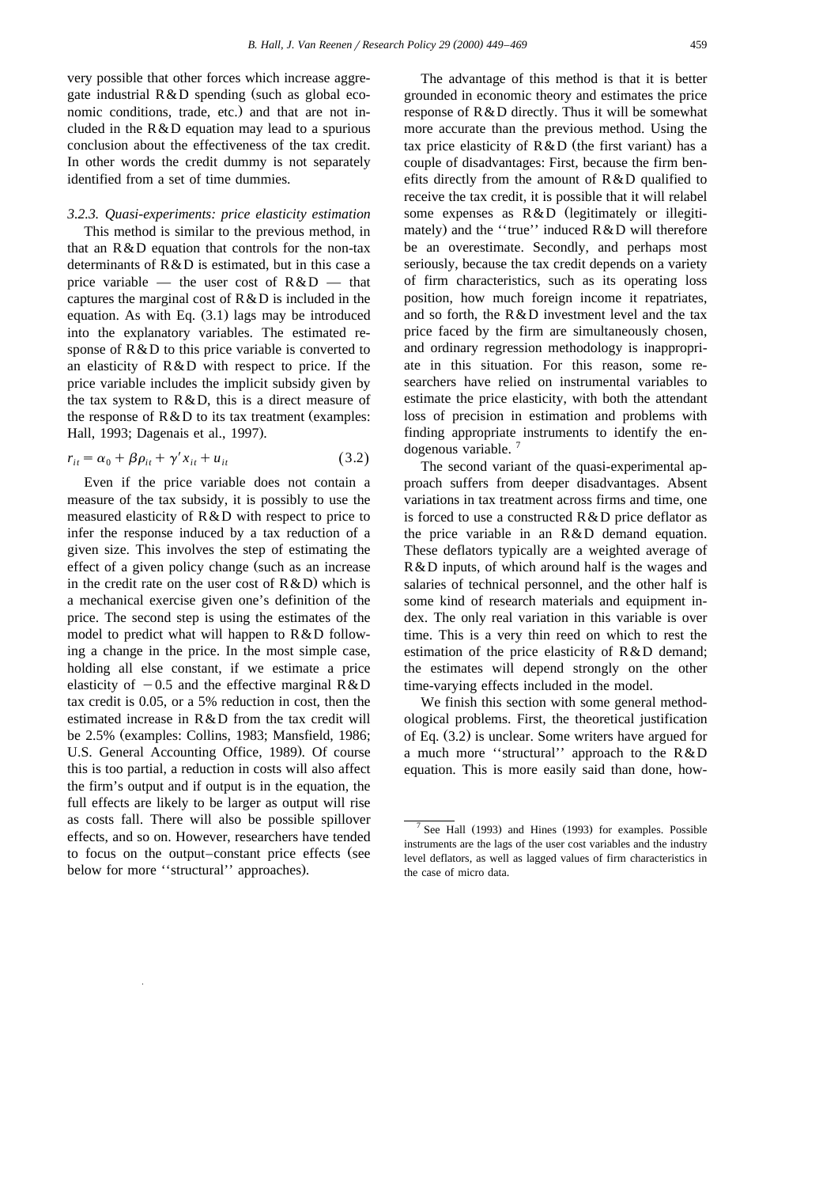very possible that other forces which increase aggregate industrial R&D spending (such as global economic conditions, trade, etc.) and that are not included in the R&D equation may lead to a spurious conclusion about the effectiveness of the tax credit. In other words the credit dummy is not separately identified from a set of time dummies.

### 3.2.3. Quasi-experiments: price elasticity estimation

This method is similar to the previous method, in that an R&D equation that controls for the non-tax determinants of R&D is estimated, but in this case a price variable — the user cost of R&D — that captures the marginal cost of R&D is included in the equation. As with Eq. (3.1) lags may be introduced into the explanatory variables. The estimated response of R&D to this price variable is converted to an elasticity of R&D with respect to price. If the price variable includes the implicit subsidy given by the tax system to R&D, this is a direct measure of the response of R&D to its tax treatment (examples: Hall, 1993; Dagenais et al., 1997).

$$r_{it} = \alpha_0 + \beta \rho_{it} + \gamma' x_{it} + u_{it} \tag{3.2}$$

Even if the price variable does not contain a measure of the tax subsidy, it is possibly to use the measured elasticity of R&D with respect to price to infer the response induced by a tax reduction of a given size. This involves the step of estimating the effect of a given policy change (such as an increase in the credit rate on the user cost of R&D) which is a mechanical exercise given one's definition of the price. The second step is using the estimates of the model to predict what will happen to R&D following a change in the price. In the most simple case, holding all else constant, if we estimate a price elasticity of $-0.5$ and the effective marginal R&D tax credit is 0.05, or a 5% reduction in cost, then the estimated increase in R&D from the tax credit will be 2.5% (examples: Collins, 1983; Mansfield, 1986; U.S. General Accounting Office, 1989). Of course this is too partial, a reduction in costs will also affect the firm's output and if output is in the equation, the full effects are likely to be larger as output will rise as costs fall. There will also be possible spillover effects, and so on. However, researchers have tended to focus on the output–constant price effects (see below for more ''structural'' approaches).

The advantage of this method is that it is better grounded in economic theory and estimates the price response of R&D directly. Thus it will be somewhat more accurate than the previous method. Using the tax price elasticity of R&D (the first variant) has a couple of disadvantages: First, because the firm benefits directly from the amount of R&D qualified to receive the tax credit, it is possible that it will relabel some expenses as R&D (legitimately or illegitimately) and the ''true'' induced R&D will therefore be an overestimate. Secondly, and perhaps most seriously, because the tax credit depends on a variety of firm characteristics, such as its operating loss position, how much foreign income it repatriates, and so forth, the R&D investment level and the tax price faced by the firm are simultaneously chosen, and ordinary regression methodology is inappropriate in this situation. For this reason, some researchers have relied on instrumental variables to estimate the price elasticity, with both the attendant loss of precision in estimation and problems with finding appropriate instruments to identify the endogenous variable. [7]

The second variant of the quasi-experimental approach suffers from deeper disadvantages. Absent variations in tax treatment across firms and time, one is forced to use a constructed R&D price deflator as the price variable in an R&D demand equation. These deflators typically are a weighted average of R&D inputs, of which around half is the wages and salaries of technical personnel, and the other half is some kind of research materials and equipment index. The only real variation in this variable is over time. This is a very thin reed on which to rest the estimation of the price elasticity of R&D demand; the estimates will depend strongly on the other time-varying effects included in the model.

We finish this section with some general methodological problems. First, the theoretical justification of Eq. (3.2) is unclear. Some writers have argued for a much more ''structural'' approach to the R&D equation. This is more easily said than done, how-

[7] See Hall (1993) and Hines (1993) for examples. Possible instruments are the lags of the user cost variables and the industry level deflators, as well as lagged values of firm characteristics in the case of micro data.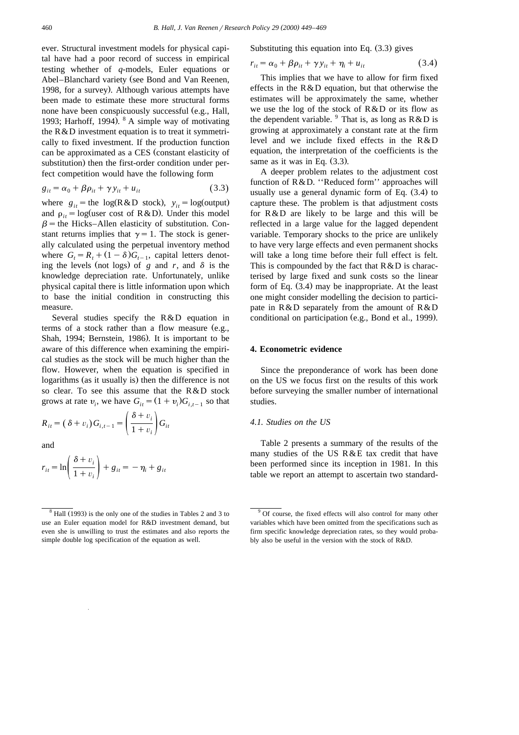ever. Structural investment models for physical capital have had a poor record of success in empirical testing whether of $q$-models, Euler equations or Abel–Blanchard variety (see Bond and Van Reenen, 1998, for a survey). Although various attempts have been made to estimate these more structural forms none have been conspicuously successful (e.g., Hall, 1993; Harhoff, 1994).[8] A simple way of motivating the R&D investment equation is to treat it symmetrically to fixed investment. If the production function can be approximated as a CES (constant elasticity of substitution) then the first-order condition under perfect competition would have the following form

$$g_{it} = \alpha_0 + \beta \rho_{it} + \gamma y_{it} + u_{it} \tag{3.3}$$

where $g_{it}$ = the log(R&D stock), $y_{it}$ = log(output) and $\rho_{it}$ = log(user cost of R&D). Under this model $\beta$ = the Hicks–Allen elasticity of substitution. Constant returns implies that $\gamma = 1$. The stock is generally calculated using the perpetual inventory method where $G_t = R_t + (1-\delta)G_{t-1}$, capital letters denoting the levels (not logs) of $g$ and $r$, and $\delta$ is the knowledge depreciation rate. Unfortunately, unlike physical capital there is little information upon which to base the initial condition in constructing this measure.

Several studies specify the R&D equation in terms of a stock rather than a flow measure (e.g., Shah, 1994; Bernstein, 1986). It is important to be aware of this difference when examining the empirical studies as the stock will be much higher than the flow. However, when the equation is specified in logarithms (as it usually is) then the difference is not so clear. To see this assume that the R&D stock grows at rate $v_i$, we have $G_{it} = (1+v_i)G_{i,t-1}$ so that

$$R_{it} = (\delta + v_i)G_{i,t-1} = \left(\frac{\delta + v_i}{1 + v_i}\right)G_{it}$$

and

$$r_{it} = \ln\left(\frac{\delta + v_i}{1 + v_i}\right) + g_{it} = -\eta_i + g_{it}$$

Substituting this equation into Eq. (3.3) gives

$$r_{it} = \alpha_0 + \beta \rho_{it} + \gamma y_{it} + \eta_i + u_{it} \tag{3.4}$$

This implies that we have to allow for firm fixed effects in the R&D equation, but that otherwise the estimates will be approximately the same, whether we use the log of the stock of R&D or its flow as the dependent variable.[9] That is, as long as R&D is growing at approximately a constant rate at the firm level and we include fixed effects in the R&D equation, the interpretation of the coefficients is the same as it was in Eq. (3.3).

A deeper problem relates to the adjustment cost function of R&D. ''Reduced form'' approaches will usually use a general dynamic form of Eq. (3.4) to capture these. The problem is that adjustment costs for R&D are likely to be large and this will be reflected in a large value for the lagged dependent variable. Temporary shocks to the price are unlikely to have very large effects and even permanent shocks will take a long time before their full effect is felt. This is compounded by the fact that R&D is characterised by large fixed and sunk costs so the linear form of Eq. (3.4) may be inappropriate. At the least one might consider modelling the decision to participate in R&D separately from the amount of R&D conditional on participation (e.g., Bond et al., 1999).

## 4. Econometric evidence

Since the preponderance of work has been done on the US we focus first on the results of this work before surveying the smaller number of international studies.

### 4.1. Studies on the US

Table 2 presents a summary of the results of the many studies of the US R&E tax credit that have been performed since its inception in 1981. In this table we report an attempt to ascertain two standard-

---

[8] Hall (1993) is the only one of the studies in Tables 2 and 3 to use an Euler equation model for R&D investment demand, but even she is unwilling to trust the estimates and also reports the simple double log specification of the equation as well.

[9] Of course, the fixed effects will also control for many other variables which have been omitted from the specifications such as firm specific knowledge depreciation rates, so they would probably also be useful in the version with the stock of R&D.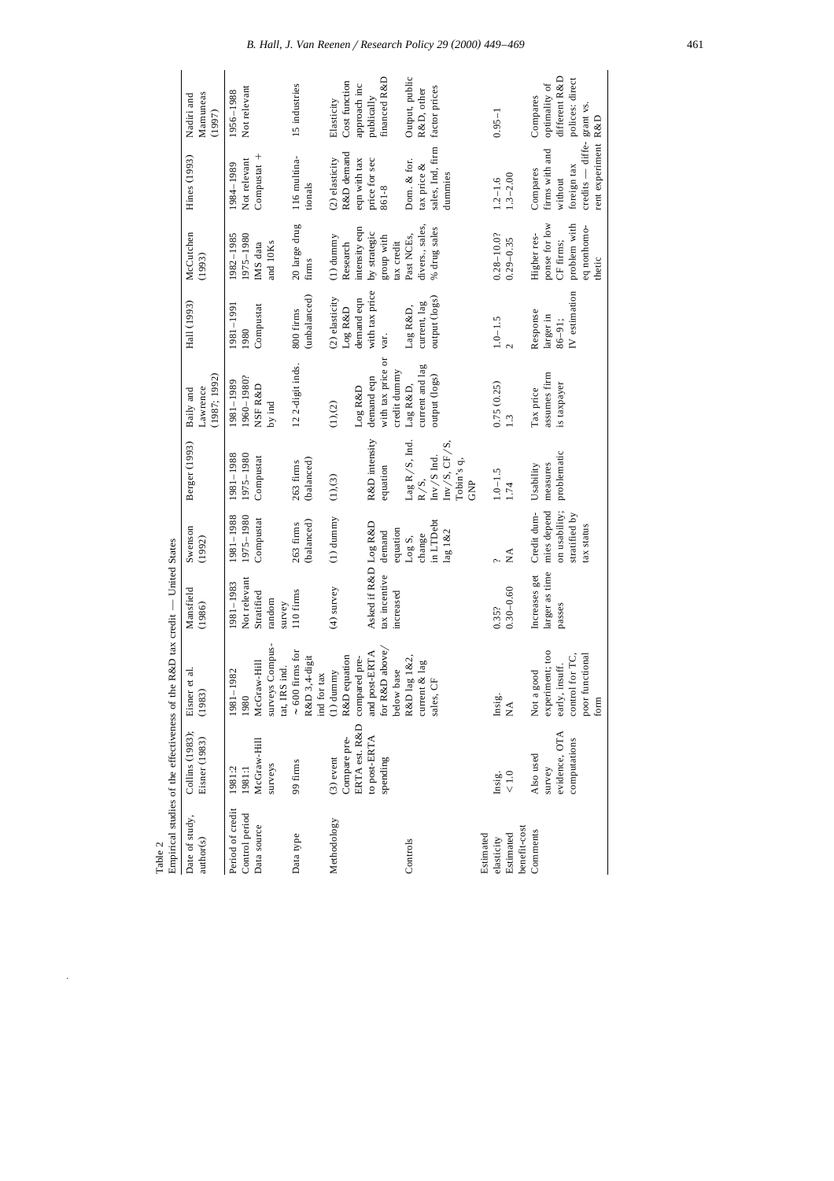Table 2
Empirical studies of the effectiveness of the R&D tax credit — United States

| Date of study, author(s) | Collins (1983); Eisner (1983) | Eisner et al. (1983) | Mansfield (1986) | Swenson (1992) | Berger (1993) | Baily and Lawrence (1987; 1992) | Hall (1993) | McCutchen (1993) | Hines (1993) | Nadiri and Mamuneas (1997) |
|---|---|---|---|---|---|---|---|---|---|---|
| Period of credit | 1981:2 | 1981–1982 | 1981–1983 | 1981–1988 | 1981–1988 | 1981–1989 | 1981–1991 | 1982–1985 | 1984–1989 | 1956–1988 |
| Control period | 1981:1 | 1980 | Not relevant | 1975–1980 | 1975–1980 | 1960–1980? | 1980 | 1975–1980 | Not relevant | Not relevant |
| Data source | McGraw-Hill surveys | McGraw-Hill surveys Compustat, IRS ind. | Stratified random survey | Compustat | Compustat | NSF R&D by ind | Compustat | IMS data and 10Ks | Compustat + | |
| Data type | 99 firms | ~600 firms for R&D 3,4-digit ind for tax | 110 firms | 263 firms (balanced) | 263 firms (balanced) | 12 2-digit inds. | 800 firms (unbalanced) | 20 large drug firms | 116 multinationals | 15 industries |
| Methodology | (3) event Compare pre-ERTA est. R&D to post-ERTA spending | (1) dummy R&D equation compared pre- and post-ERTA for R&D above/below base | (4) survey Asked if R&D tax incentive increased | (1) dummy Log R&D demand equation | (1),(3) R&D intensity equation | (1),(2) Log R&D demand eqn with tax price or credit dummy | (2) elasticity Log R&D demand eqn with tax price var. | (1) dummy Research intensity eqn by strategic group with tax credit | (2) elasticity R&D demand eqn with tax price for sec 861-8 | Elasticity Cost function approach inc publically financed R&D |
| Controls | | R&D lag 1&2, current & lag sales, CF | | Log S, change in LTDebt lag 1&2 | Lag R/S, Ind. R/S, Inv/S Ind. Inv/S, CF/S, Tobin's q, GNP | Lag R&D, current and lag output (logs) | Lag R&D, current, lag output (logs) | Past NCEs, divers., sales, % drug sales | Dom. & for. tax price & sales, Ind, firm dummies | Output, public R&D, other factor prices |
| Estimated elasticity | Insig. | Insig. | 0.35? | ? | 1.0–1.5 | 0.75 (0.25) | 1.0–1.5 | 0.28–10.0? | 1.2–1.6 | 0.95–1 |
| Estimated benefit-cost | < 1.0 | NA | 0.30–0.60 | NA | 1.74 | 1.3 | 2 | 0.29–0.35 | 1.3–2.00 | |
| Comments | Also used survey evidence, OTA computations | Not a good experiment; too early, insuff. control for TC, poor functional form | Increases get larger as time passes | Credit dummies depend on usability; stratified by tax status | Usability measures problematic | Tax price assumes firm is taxpayer | Response larger in 86–91; IV estimation | Higher response for low CF firms; problem with eq nonhomothetic | Compares firms with and without foreign tax credits — different experiment | Compares optimality of different R&D polices: direct grant vs. R&D |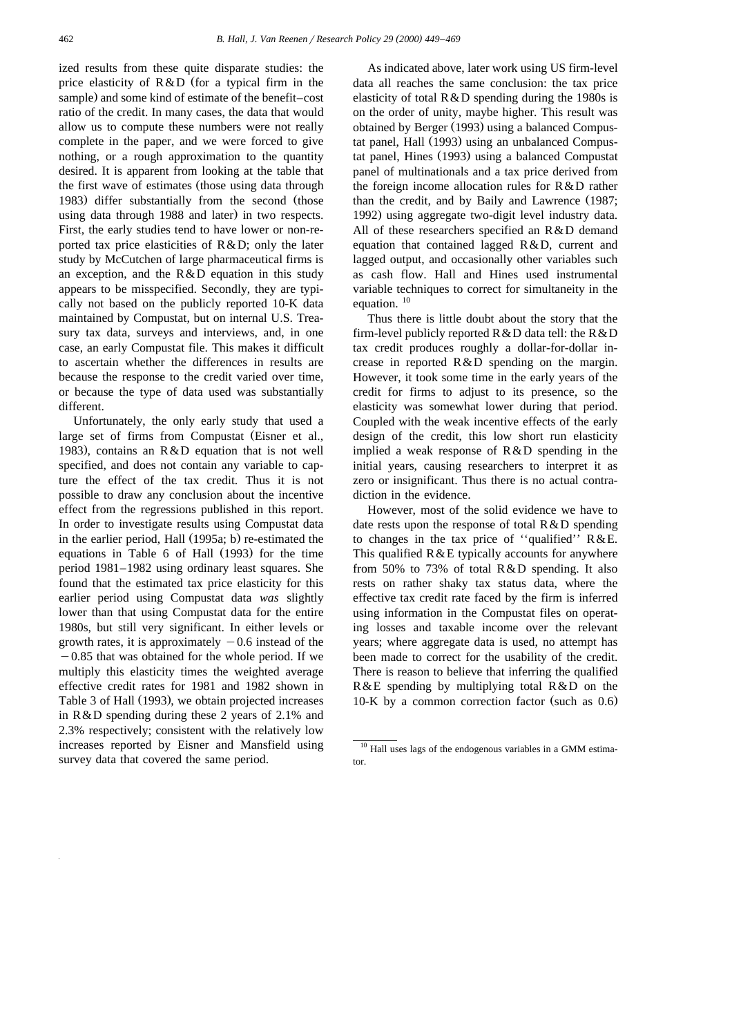ized results from these quite disparate studies: the price elasticity of R&D (for a typical firm in the sample) and some kind of estimate of the benefit–cost ratio of the credit. In many cases, the data that would allow us to compute these numbers were not really complete in the paper, and we were forced to give nothing, or a rough approximation to the quantity desired. It is apparent from looking at the table that the first wave of estimates (those using data through 1983) differ substantially from the second (those using data through 1988 and later) in two respects. First, the early studies tend to have lower or non-reported tax price elasticities of R&D; only the later study by McCutchen of large pharmaceutical firms is an exception, and the R&D equation in this study appears to be misspecified. Secondly, they are typically not based on the publicly reported 10-K data maintained by Compustat, but on internal U.S. Treasury tax data, surveys and interviews, and, in one case, an early Compustat file. This makes it difficult to ascertain whether the differences in results are because the response to the credit varied over time, or because the type of data used was substantially different.

Unfortunately, the only early study that used a large set of firms from Compustat (Eisner et al., 1983), contains an R&D equation that is not well specified, and does not contain any variable to capture the effect of the tax credit. Thus it is not possible to draw any conclusion about the incentive effect from the regressions published in this report. In order to investigate results using Compustat data in the earlier period, Hall (1995a; b) re-estimated the equations in Table 6 of Hall (1993) for the time period 1981–1982 using ordinary least squares. She found that the estimated tax price elasticity for this earlier period using Compustat data *was* slightly lower than that using Compustat data for the entire 1980s, but still very significant. In either levels or growth rates, it is approximately $-0.6$ instead of the $-0.85$ that was obtained for the whole period. If we multiply this elasticity times the weighted average effective credit rates for 1981 and 1982 shown in Table 3 of Hall (1993), we obtain projected increases in R&D spending during these 2 years of 2.1% and 2.3% respectively; consistent with the relatively low increases reported by Eisner and Mansfield using survey data that covered the same period.

As indicated above, later work using US firm-level data all reaches the same conclusion: the tax price elasticity of total R&D spending during the 1980s is on the order of unity, maybe higher. This result was obtained by Berger (1993) using a balanced Compustat panel, Hall (1993) using an unbalanced Compustat panel, Hines (1993) using a balanced Compustat panel of multinationals and a tax price derived from the foreign income allocation rules for R&D rather than the credit, and by Baily and Lawrence (1987; 1992) using aggregate two-digit level industry data. All of these researchers specified an R&D demand equation that contained lagged R&D, current and lagged output, and occasionally other variables such as cash flow. Hall and Hines used instrumental variable techniques to correct for simultaneity in the equation. [10]

Thus there is little doubt about the story that the firm-level publicly reported R&D data tell: the R&D tax credit produces roughly a dollar-for-dollar increase in reported R&D spending on the margin. However, it took some time in the early years of the credit for firms to adjust to its presence, so the elasticity was somewhat lower during that period. Coupled with the weak incentive effects of the early design of the credit, this low short run elasticity implied a weak response of R&D spending in the initial years, causing researchers to interpret it as zero or insignificant. Thus there is no actual contradiction in the evidence.

However, most of the solid evidence we have to date rests upon the response of total R&D spending to changes in the tax price of ''qualified'' R&E. This qualified R&E typically accounts for anywhere from 50% to 73% of total R&D spending. It also rests on rather shaky tax status data, where the effective tax credit rate faced by the firm is inferred using information in the Compustat files on operating losses and taxable income over the relevant years; where aggregate data is used, no attempt has been made to correct for the usability of the credit. There is reason to believe that inferring the qualified R&E spending by multiplying total R&D on the 10-K by a common correction factor (such as 0.6)

[10] Hall uses lags of the endogenous variables in a GMM estimator.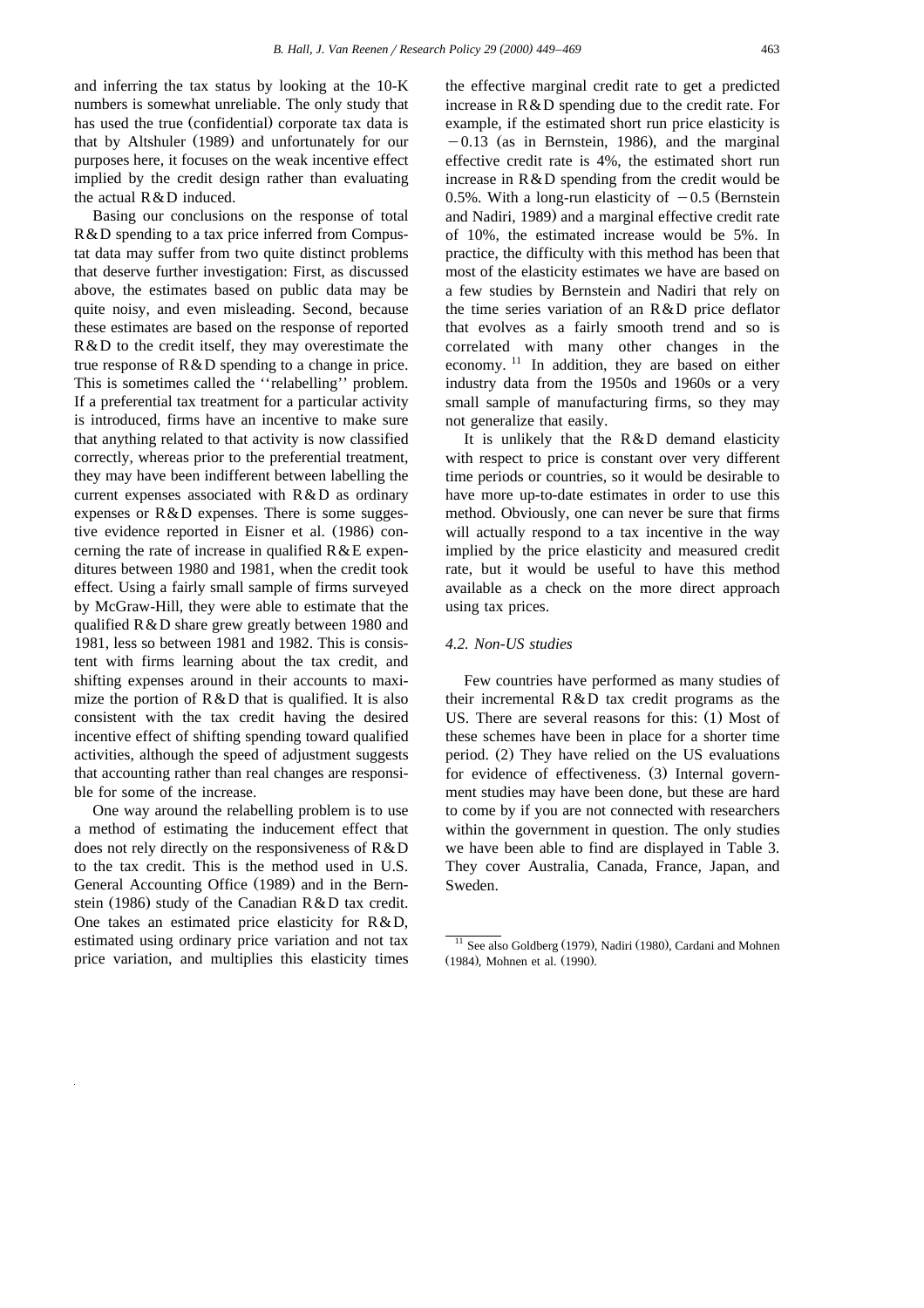and inferring the tax status by looking at the 10-K numbers is somewhat unreliable. The only study that has used the true (confidential) corporate tax data is that by Altshuler (1989) and unfortunately for our purposes here, it focuses on the weak incentive effect implied by the credit design rather than evaluating the actual R&D induced.

Basing our conclusions on the response of total R&D spending to a tax price inferred from Compustat data may suffer from two quite distinct problems that deserve further investigation: First, as discussed above, the estimates based on public data may be quite noisy, and even misleading. Second, because these estimates are based on the response of reported R&D to the credit itself, they may overestimate the true response of R&D spending to a change in price. This is sometimes called the ''relabelling'' problem. If a preferential tax treatment for a particular activity is introduced, firms have an incentive to make sure that anything related to that activity is now classified correctly, whereas prior to the preferential treatment, they may have been indifferent between labelling the current expenses associated with R&D as ordinary expenses or R&D expenses. There is some suggestive evidence reported in Eisner et al. (1986) concerning the rate of increase in qualified R&E expenditures between 1980 and 1981, when the credit took effect. Using a fairly small sample of firms surveyed by McGraw-Hill, they were able to estimate that the qualified R&D share grew greatly between 1980 and 1981, less so between 1981 and 1982. This is consistent with firms learning about the tax credit, and shifting expenses around in their accounts to maximize the portion of R&D that is qualified. It is also consistent with the tax credit having the desired incentive effect of shifting spending toward qualified activities, although the speed of adjustment suggests that accounting rather than real changes are responsible for some of the increase.

One way around the relabelling problem is to use a method of estimating the inducement effect that does not rely directly on the responsiveness of R&D to the tax credit. This is the method used in U.S. General Accounting Office (1989) and in the Bernstein (1986) study of the Canadian R&D tax credit. One takes an estimated price elasticity for R&D, estimated using ordinary price variation and not tax price variation, and multiplies this elasticity times the effective marginal credit rate to get a predicted increase in R&D spending due to the credit rate. For example, if the estimated short run price elasticity is $-0.13$ (as in Bernstein, 1986), and the marginal effective credit rate is 4%, the estimated short run increase in R&D spending from the credit would be 0.5%. With a long-run elasticity of $-0.5$ (Bernstein and Nadiri, 1989) and a marginal effective credit rate of 10%, the estimated increase would be 5%. In practice, the difficulty with this method has been that most of the elasticity estimates we have are based on a few studies by Bernstein and Nadiri that rely on the time series variation of an R&D price deflator that evolves as a fairly smooth trend and so is correlated with many other changes in the economy.[11] In addition, they are based on either industry data from the 1950s and 1960s or a very small sample of manufacturing firms, so they may not generalize that easily.

It is unlikely that the R&D demand elasticity with respect to price is constant over very different time periods or countries, so it would be desirable to have more up-to-date estimates in order to use this method. Obviously, one can never be sure that firms will actually respond to a tax incentive in the way implied by the price elasticity and measured credit rate, but it would be useful to have this method available as a check on the more direct approach using tax prices.

### *4.2. Non-US studies*

Few countries have performed as many studies of their incremental R&D tax credit programs as the US. There are several reasons for this: (1) Most of these schemes have been in place for a shorter time period. (2) They have relied on the US evaluations for evidence of effectiveness. (3) Internal government studies may have been done, but these are hard to come by if you are not connected with researchers within the government in question. The only studies we have been able to find are displayed in Table 3. They cover Australia, Canada, France, Japan, and Sweden.

[11] See also Goldberg (1979), Nadiri (1980), Cardani and Mohnen (1984), Mohnen et al. (1990).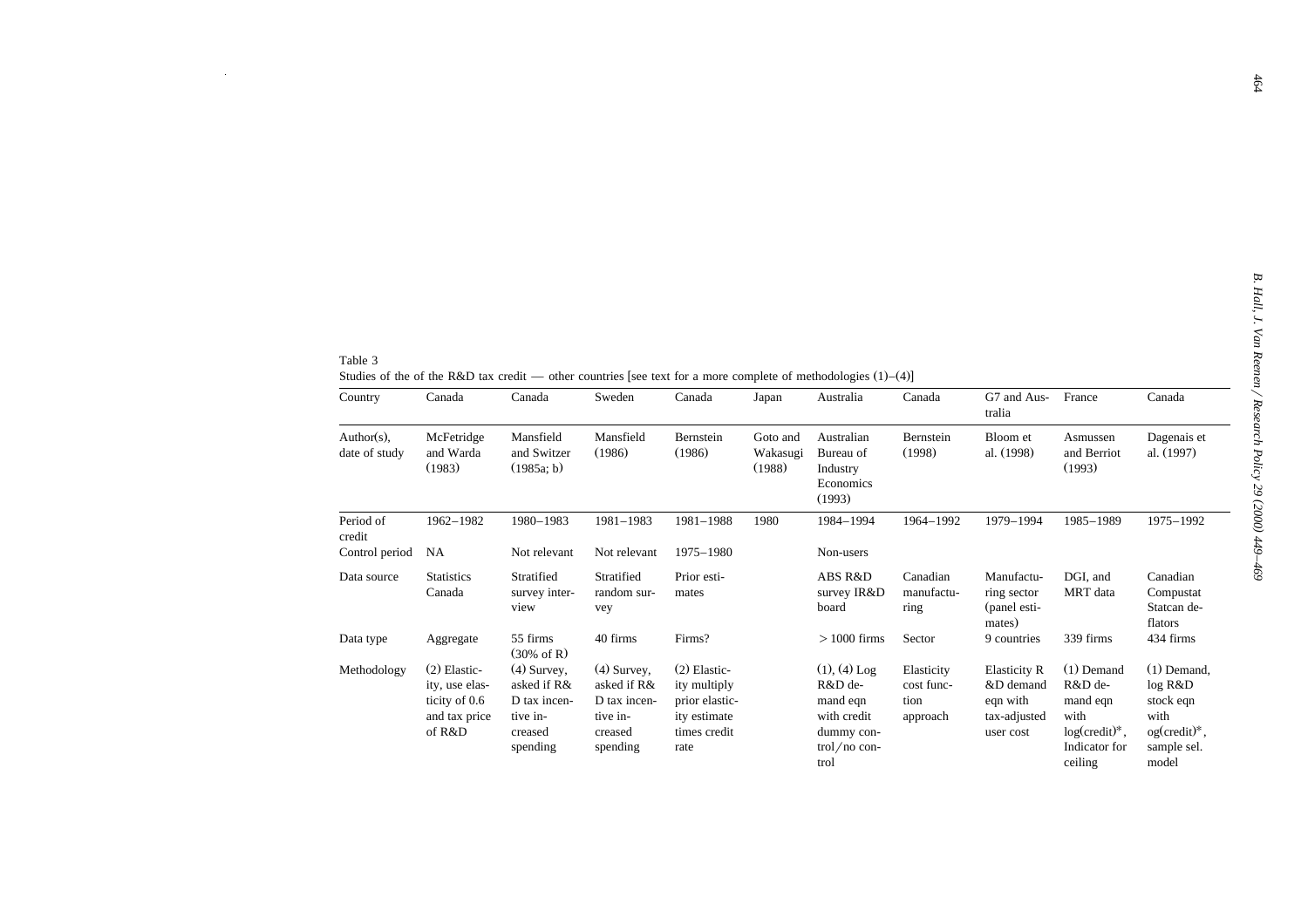Table 3
Studies of the of the R&D tax credit — other countries [see text for a more complete of methodologies (1)–(4)]

| Country | Canada | Canada | Sweden | Canada | Japan | Australia | Canada | G7 and Australia | France | Canada |
|---|---|---|---|---|---|---|---|---|---|---|
| Author(s), date of study | McFetridge and Warda (1983) | Mansfield and Switzer (1985a; b) | Mansfield (1986) | Bernstein (1986) | Goto and Wakasugi (1988) | Australian Bureau of Industry Economics (1993) | Bernstein (1998) | Bloom et al. (1998) | Asmussen and Berriot (1993) | Dagenais et al. (1997) |
| Period of credit | 1962–1982 | 1980–1983 | 1981–1983 | 1981–1988 | 1980 | 1984–1994 | 1964–1992 | 1979–1994 | 1985–1989 | 1975–1992 |
| Control period | NA | Not relevant | Not relevant | 1975–1980 | | Non-users | | | | |
| Data source | Statistics Canada | Stratified survey interview | Stratified random survey | Prior estimates | | ABS R&D survey IR&D board | Canadian manufacturing | Manufacturing sector (panel estimates) | DGI, and MRT data | Canadian Compustat Statcan deflators |
| Data type | Aggregate | 55 firms (30% of R) | 40 firms | Firms? | | > 1000 firms | Sector | 9 countries | 339 firms | 434 firms |
| Methodology | (2) Elasticity, use elasticity of 0.6 and tax price of R&D | (4) Survey, asked if R&D tax incentive increased spending | (4) Survey, asked if R&D tax incentive increased spending | (2) Elasticity multiply prior elasticity estimate times credit rate | | (1), (4) Log R&D demand eqn with credit dummy control/no control | Elasticity cost function approach | Elasticity R&D demand eqn with tax-adjusted user cost | (1) Demand R&D demand eqn with log(credit)*, Indicator for ceiling | (1) Demand, log R&D stock eqn with og(credit)*, sample sel. model |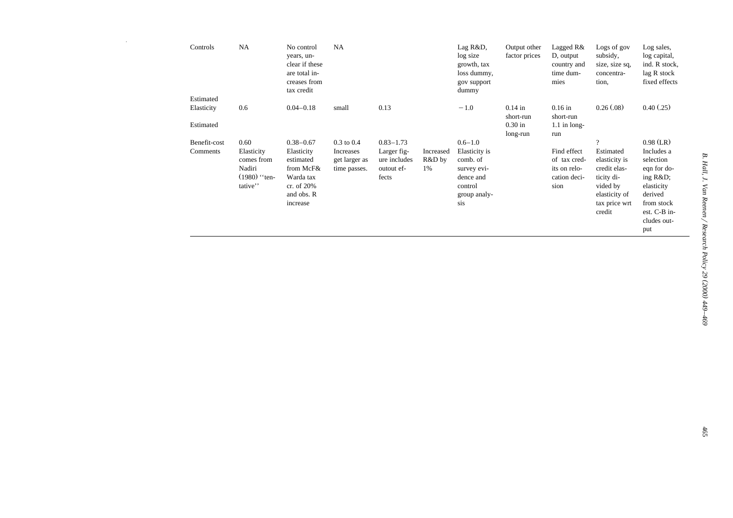| Controls | NA | No control years, unclear if these are total increases from tax credit | NA | | | Lag R&D, log size growth, tax loss dummy, gov support dummy | Output other factor prices | Lagged R&D, output country and time dummies | Logs of gov subsidy, size, size sq, concentration, | Log sales, log capital, ind. R stock, lag R stock fixed effects |
|---|---|---|---|---|---|---|---|---|---|---|
| Estimated Elasticity | 0.6 | 0.04–0.18 | small | 0.13 | | −1.0 | 0.14 in short-run 0.30 in long-run | 0.16 in short-run 1.1 in long-run | 0.26 (.08) | 0.40 (.25) |
| Estimated Benefit-cost | 0.60 | 0.38–0.67 | 0.3 to 0.4 | 0.83–1.73 | | 0.6–1.0 | | | ? | 0.98 (LR) |
| Comments | Elasticity comes from Nadiri (1980) ''tentative'' | Elasticity estimated from McF& Warda tax cr. of 20% and obs. R increase | Increases get larger as time passes. | Larger figure includes outout effects | Increased R&D by 1% | Elasticity is comb. of survey evidence and control group analysis | | Find effect of tax credits on relocation decision | Estimated elasticity is credit elasticity divided by elasticity of tax price wrt credit | Includes a selection eqn for doing R&D; elasticity derived from stock est. C-B includes output |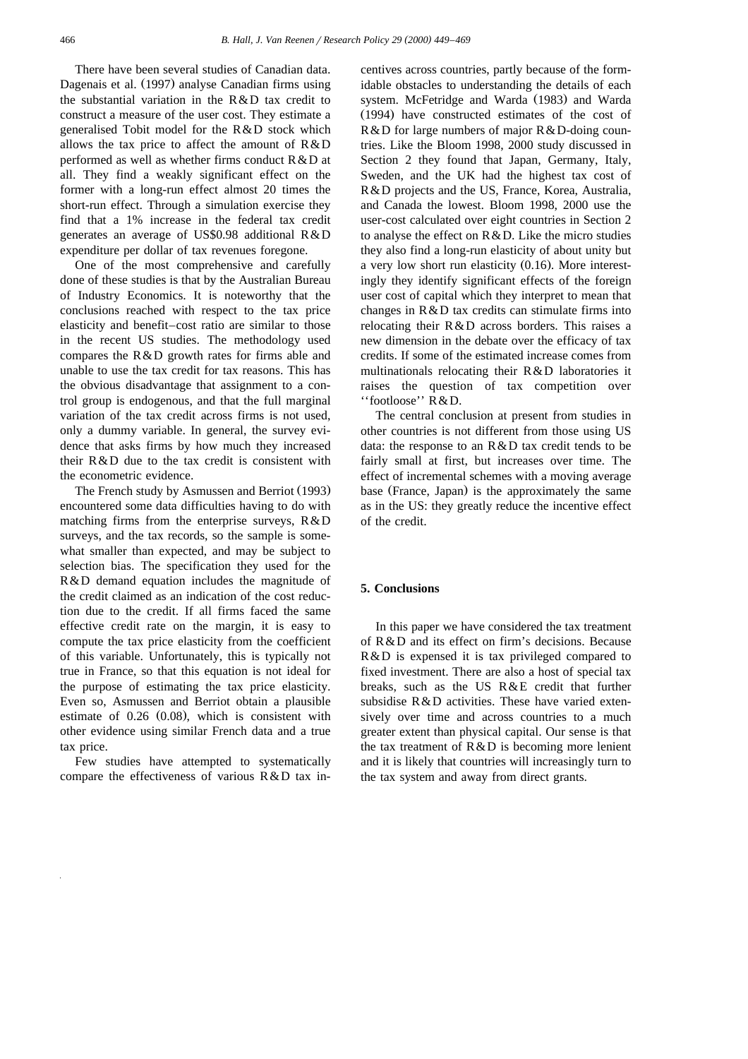There have been several studies of Canadian data. Dagenais et al. (1997) analyse Canadian firms using the substantial variation in the R&D tax credit to construct a measure of the user cost. They estimate a generalised Tobit model for the R&D stock which allows the tax price to affect the amount of R&D performed as well as whether firms conduct R&D at all. They find a weakly significant effect on the former with a long-run effect almost 20 times the short-run effect. Through a simulation exercise they find that a 1% increase in the federal tax credit generates an average of US$0.98 additional R&D expenditure per dollar of tax revenues foregone.

One of the most comprehensive and carefully done of these studies is that by the Australian Bureau of Industry Economics. It is noteworthy that the conclusions reached with respect to the tax price elasticity and benefit–cost ratio are similar to those in the recent US studies. The methodology used compares the R&D growth rates for firms able and unable to use the tax credit for tax reasons. This has the obvious disadvantage that assignment to a control group is endogenous, and that the full marginal variation of the tax credit across firms is not used, only a dummy variable. In general, the survey evidence that asks firms by how much they increased their R&D due to the tax credit is consistent with the econometric evidence.

The French study by Asmussen and Berriot (1993) encountered some data difficulties having to do with matching firms from the enterprise surveys, R&D surveys, and the tax records, so the sample is somewhat smaller than expected, and may be subject to selection bias. The specification they used for the R&D demand equation includes the magnitude of the credit claimed as an indication of the cost reduction due to the credit. If all firms faced the same effective credit rate on the margin, it is easy to compute the tax price elasticity from the coefficient of this variable. Unfortunately, this is typically not true in France, so that this equation is not ideal for the purpose of estimating the tax price elasticity. Even so, Asmussen and Berriot obtain a plausible estimate of 0.26 (0.08), which is consistent with other evidence using similar French data and a true tax price.

Few studies have attempted to systematically compare the effectiveness of various R&D tax incentives across countries, partly because of the formidable obstacles to understanding the details of each system. McFetridge and Warda (1983) and Warda (1994) have constructed estimates of the cost of R&D for large numbers of major R&D-doing countries. Like the Bloom 1998, 2000 study discussed in Section 2 they found that Japan, Germany, Italy, Sweden, and the UK had the highest tax cost of R&D projects and the US, France, Korea, Australia, and Canada the lowest. Bloom 1998, 2000 use the user-cost calculated over eight countries in Section 2 to analyse the effect on R&D. Like the micro studies they also find a long-run elasticity of about unity but a very low short run elasticity (0.16). More interestingly they identify significant effects of the foreign user cost of capital which they interpret to mean that changes in R&D tax credits can stimulate firms into relocating their R&D across borders. This raises a new dimension in the debate over the efficacy of tax credits. If some of the estimated increase comes from multinationals relocating their R&D laboratories it raises the question of tax competition over ''footloose'' R&D.

The central conclusion at present from studies in other countries is not different from those using US data: the response to an R&D tax credit tends to be fairly small at first, but increases over time. The effect of incremental schemes with a moving average base (France, Japan) is the approximately the same as in the US: they greatly reduce the incentive effect of the credit.

## 5. Conclusions

In this paper we have considered the tax treatment of R&D and its effect on firm's decisions. Because R&D is expensed it is tax privileged compared to fixed investment. There are also a host of special tax breaks, such as the US R&E credit that further subsidise R&D activities. These have varied extensively over time and across countries to a much greater extent than physical capital. Our sense is that the tax treatment of R&D is becoming more lenient and it is likely that countries will increasingly turn to the tax system and away from direct grants.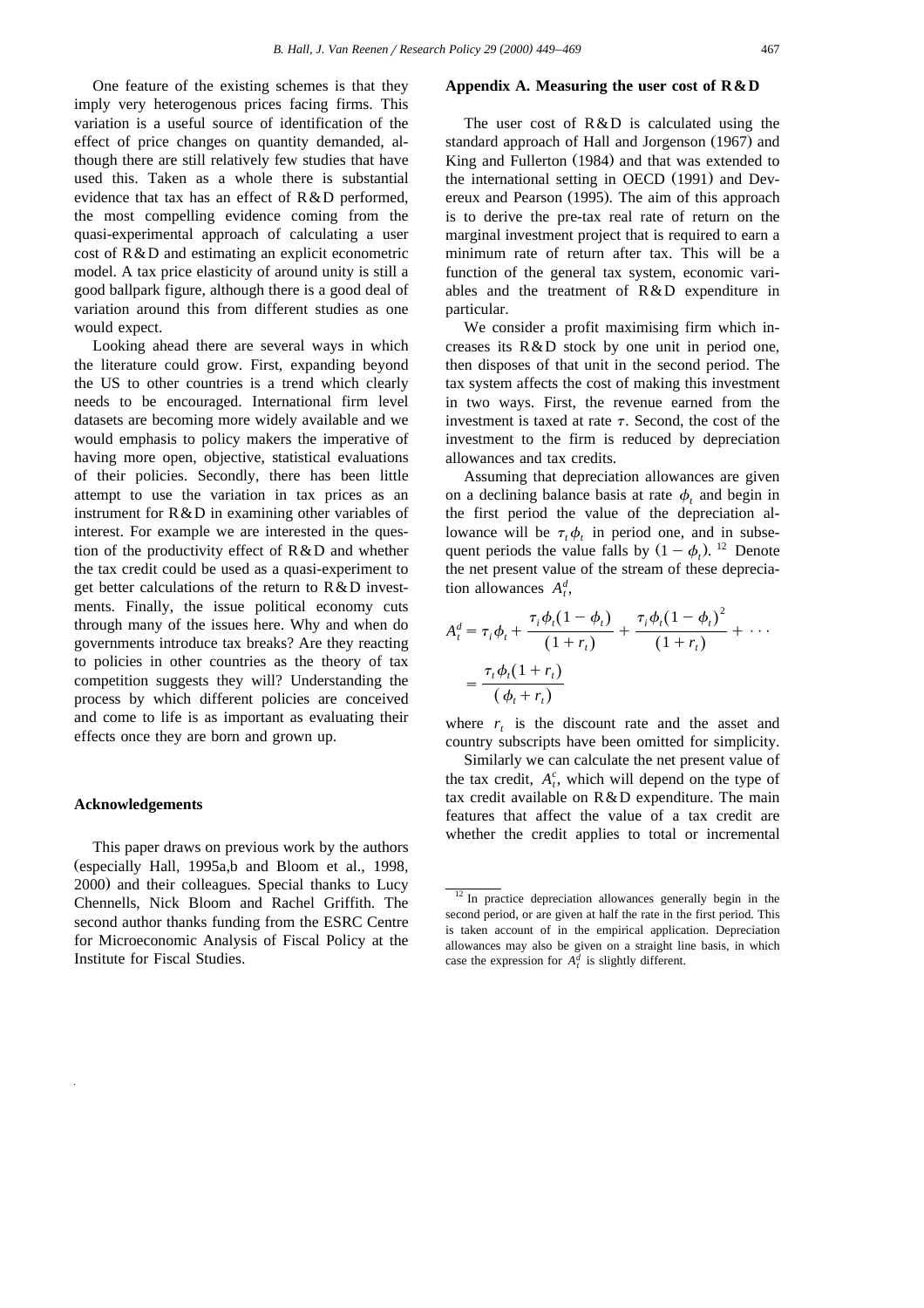One feature of the existing schemes is that they imply very heterogenous prices facing firms. This variation is a useful source of identification of the effect of price changes on quantity demanded, although there are still relatively few studies that have used this. Taken as a whole there is substantial evidence that tax has an effect of R&D performed, the most compelling evidence coming from the quasi-experimental approach of calculating a user cost of R&D and estimating an explicit econometric model. A tax price elasticity of around unity is still a good ballpark figure, although there is a good deal of variation around this from different studies as one would expect.

Looking ahead there are several ways in which the literature could grow. First, expanding beyond the US to other countries is a trend which clearly needs to be encouraged. International firm level datasets are becoming more widely available and we would emphasis to policy makers the imperative of having more open, objective, statistical evaluations of their policies. Secondly, there has been little attempt to use the variation in tax prices as an instrument for R&D in examining other variables of interest. For example we are interested in the question of the productivity effect of R&D and whether the tax credit could be used as a quasi-experiment to get better calculations of the return to R&D investments. Finally, the issue political economy cuts through many of the issues here. Why and when do governments introduce tax breaks? Are they reacting to policies in other countries as the theory of tax competition suggests they will? Understanding the process by which different policies are conceived and come to life is as important as evaluating their effects once they are born and grown up.

## Acknowledgements

This paper draws on previous work by the authors (especially Hall, 1995a,b and Bloom et al., 1998, 2000) and their colleagues. Special thanks to Lucy Chennells, Nick Bloom and Rachel Griffith. The second author thanks funding from the ESRC Centre for Microeconomic Analysis of Fiscal Policy at the Institute for Fiscal Studies.

## Appendix A. Measuring the user cost of R&D

The user cost of R&D is calculated using the standard approach of Hall and Jorgenson (1967) and King and Fullerton (1984) and that was extended to the international setting in OECD (1991) and Devereux and Pearson (1995). The aim of this approach is to derive the pre-tax real rate of return on the marginal investment project that is required to earn a minimum rate of return after tax. This will be a function of the general tax system, economic variables and the treatment of R&D expenditure in particular.

We consider a profit maximising firm which increases its R&D stock by one unit in period one, then disposes of that unit in the second period. The tax system affects the cost of making this investment in two ways. First, the revenue earned from the investment is taxed at rate $\tau$. Second, the cost of the investment to the firm is reduced by depreciation allowances and tax credits.

Assuming that depreciation allowances are given on a declining balance basis at rate $\phi_t$ and begin in the first period the value of the depreciation allowance will be $\tau_t \phi_t$ in period one, and in subsequent periods the value falls by $(1-\phi_t)$.[12] Denote the net present value of the stream of these depreciation allowances $A_t^d$,

$$A_t^d = \tau_t \phi_t + \frac{\tau_t \phi_t (1-\phi_t)}{(1+r_t)} + \frac{\tau_t \phi_t (1-\phi_t)^2}{(1+r_t)} + \cdots$$
$$= \frac{\tau_t \phi_t (1+r_t)}{(\phi_t + r_t)}$$

where $r_t$ is the discount rate and the asset and country subscripts have been omitted for simplicity.

Similarly we can calculate the net present value of the tax credit, $A_t^c$, which will depend on the type of tax credit available on R&D expenditure. The main features that affect the value of a tax credit are whether the credit applies to total or incremental

[12] In practice depreciation allowances generally begin in the second period, or are given at half the rate in the first period. This is taken account of in the empirical application. Depreciation allowances may also be given on a straight line basis, in which case the expression for $A_t^d$ is slightly different.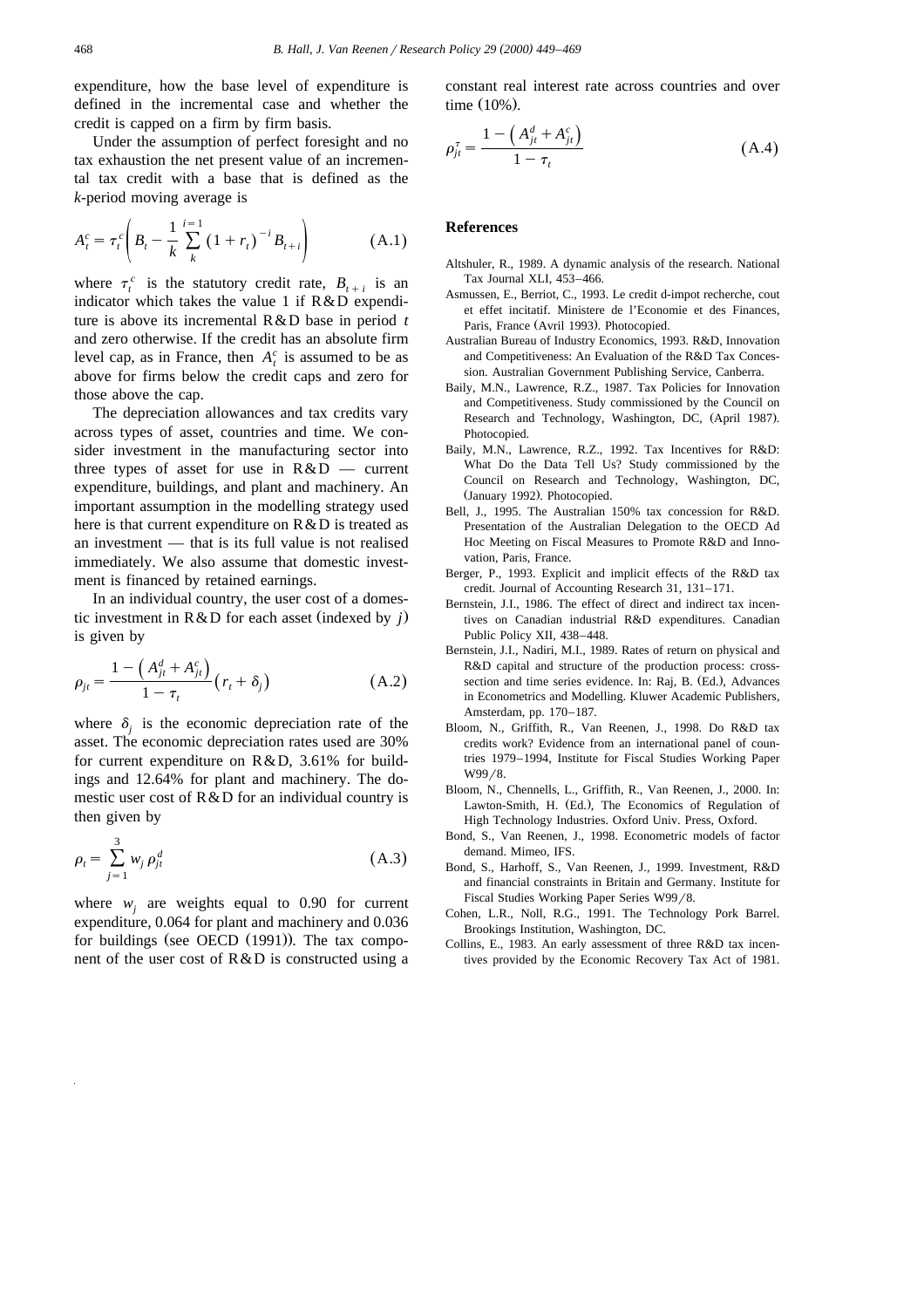expenditure, how the base level of expenditure is defined in the incremental case and whether the credit is capped on a firm by firm basis.

Under the assumption of perfect foresight and no tax exhaustion the net present value of an incremental tax credit with a base that is defined as the $k$-period moving average is

$$A_t^c = \tau_t^c \left( B_t - \frac{1}{k} \sum_{k}^{i=1} (1+r_t)^{-i} B_{t+i} \right) \tag{A.1}$$

where $\tau_t^c$ is the statutory credit rate, $B_{t+i}$ is an indicator which takes the value 1 if R&D expenditure is above its incremental R&D base in period $t$ and zero otherwise. If the credit has an absolute firm level cap, as in France, then $A_t^c$ is assumed to be as above for firms below the credit caps and zero for those above the cap.

The depreciation allowances and tax credits vary across types of asset, countries and time. We consider investment in the manufacturing sector into three types of asset for use in R&D — current expenditure, buildings, and plant and machinery. An important assumption in the modelling strategy used here is that current expenditure on R&D is treated as an investment — that is its full value is not realised immediately. We also assume that domestic investment is financed by retained earnings.

In an individual country, the user cost of a domestic investment in R&D for each asset (indexed by $j$) is given by

$$\rho_{jt} = \frac{1 - \left( A_{jt}^d + A_{jt}^c \right)}{1 - \tau_t} \left( r_t + \delta_j \right) \tag{A.2}$$

where $\delta_j$ is the economic depreciation rate of the asset. The economic depreciation rates used are 30% for current expenditure on R&D, 3.61% for buildings and 12.64% for plant and machinery. The domestic user cost of R&D for an individual country is then given by

$$\rho_t = \sum_{j=1}^{3} w_j \rho_{jt}^d \tag{A.3}$$

where $w_j$ are weights equal to 0.90 for current expenditure, 0.064 for plant and machinery and 0.036 for buildings (see OECD (1991)). The tax component of the user cost of R&D is constructed using a constant real interest rate across countries and over time (10%).

$$\rho_{jt}^{\tau} = \frac{1 - \left( A_{jt}^d + A_{jt}^c \right)}{1 - \tau_t} \tag{A.4}$$

## References

Altshuler, R., 1989. A dynamic analysis of the research. National Tax Journal XLI, 453–466.

Asmussen, E., Berriot, C., 1993. Le credit d-impot recherche, cout et effet incitatif. Ministere de l'Economie et des Finances, Paris, France (Avril 1993). Photocopied.

Australian Bureau of Industry Economics, 1993. R&D, Innovation and Competitiveness: An Evaluation of the R&D Tax Concession. Australian Government Publishing Service, Canberra.

Baily, M.N., Lawrence, R.Z., 1987. Tax Policies for Innovation and Competitiveness. Study commissioned by the Council on Research and Technology, Washington, DC, (April 1987). Photocopied.

Baily, M.N., Lawrence, R.Z., 1992. Tax Incentives for R&D: What Do the Data Tell Us? Study commissioned by the Council on Research and Technology, Washington, DC, (January 1992). Photocopied.

Bell, J., 1995. The Australian 150% tax concession for R&D. Presentation of the Australian Delegation to the OECD Ad Hoc Meeting on Fiscal Measures to Promote R&D and Innovation, Paris, France.

Berger, P., 1993. Explicit and implicit effects of the R&D tax credit. Journal of Accounting Research 31, 131–171.

Bernstein, J.I., 1986. The effect of direct and indirect tax incentives on Canadian industrial R&D expenditures. Canadian Public Policy XII, 438–448.

Bernstein, J.I., Nadiri, M.I., 1989. Rates of return on physical and R&D capital and structure of the production process: cross-section and time series evidence. In: Raj, B. (Ed.), Advances in Econometrics and Modelling. Kluwer Academic Publishers, Amsterdam, pp. 170–187.

Bloom, N., Griffith, R., Van Reenen, J., 1998. Do R&D tax credits work? Evidence from an international panel of countries 1979–1994, Institute for Fiscal Studies Working Paper W99/8.

Bloom, N., Chennells, L., Griffith, R., Van Reenen, J., 2000. In: Lawton-Smith, H. (Ed.), The Economics of Regulation of High Technology Industries. Oxford Univ. Press, Oxford.

Bond, S., Van Reenen, J., 1998. Econometric models of factor demand. Mimeo, IFS.

Bond, S., Harhoff, S., Van Reenen, J., 1999. Investment, R&D and financial constraints in Britain and Germany. Institute for Fiscal Studies Working Paper Series W99/8.

Cohen, L.R., Noll, R.G., 1991. The Technology Pork Barrel. Brookings Institution, Washington, DC.

Collins, E., 1983. An early assessment of three R&D tax incentives provided by the Economic Recovery Tax Act of 1981.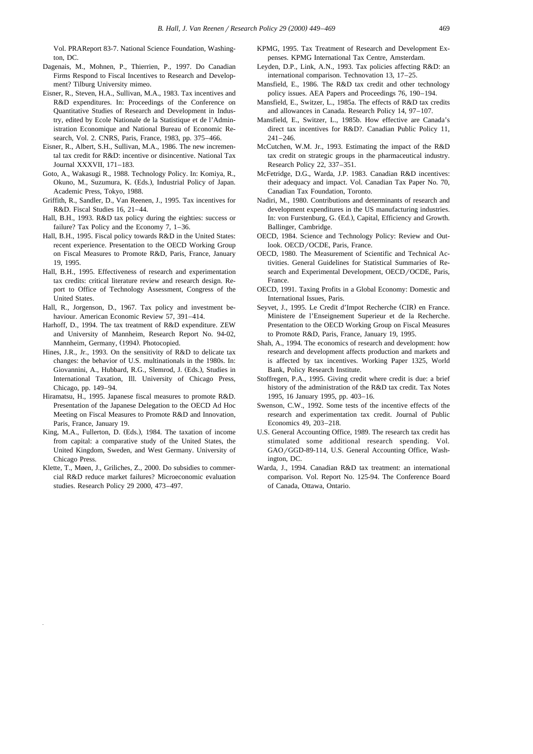Vol. PRAReport 83-7. National Science Foundation, Washington, DC.

Dagenais, M., Mohnen, P., Thierrien, P., 1997. Do Canadian Firms Respond to Fiscal Incentives to Research and Development? Tilburg University mimeo.

Eisner, R., Steven, H.A., Sullivan, M.A., 1983. Tax incentives and R&D expenditures. In: Proceedings of the Conference on Quantitative Studies of Research and Development in Industry, edited by Ecole Nationale de la Statistique et de l'Administration Economique and National Bureau of Economic Research, Vol. 2. CNRS, Paris, France, 1983, pp. 375–466.

Eisner, R., Albert, S.H., Sullivan, M.A., 1986. The new incremental tax credit for R&D: incentive or disincentive. National Tax Journal XXXVII, 171–183.

Goto, A., Wakasugi R., 1988. Technology Policy. In: Komiya, R., Okuno, M., Suzumura, K. (Eds.), Industrial Policy of Japan. Academic Press, Tokyo, 1988.

Griffith, R., Sandler, D., Van Reenen, J., 1995. Tax incentives for R&D. Fiscal Studies 16, 21–44.

Hall, B.H., 1993. R&D tax policy during the eighties: success or failure? Tax Policy and the Economy 7, 1–36.

Hall, B.H., 1995. Fiscal policy towards R&D in the United States: recent experience. Presentation to the OECD Working Group on Fiscal Measures to Promote R&D, Paris, France, January 19, 1995.

Hall, B.H., 1995. Effectiveness of research and experimentation tax credits: critical literature review and research design. Report to Office of Technology Assessment, Congress of the United States.

Hall, R., Jorgenson, D., 1967. Tax policy and investment behaviour. American Economic Review 57, 391–414.

Harhoff, D., 1994. The tax treatment of R&D expenditure. ZEW and University of Mannheim, Research Report No. 94-02, Mannheim, Germany, (1994). Photocopied.

Hines, J.R., Jr., 1993. On the sensitivity of R&D to delicate tax changes: the behavior of U.S. multinationals in the 1980s. In: Giovannini, A., Hubbard, R.G., Slemrod, J. (Eds.), Studies in International Taxation, Ill. University of Chicago Press, Chicago, pp. 149–94.

Hiramatsu, H., 1995. Japanese fiscal measures to promote R&D. Presentation of the Japanese Delegation to the OECD Ad Hoc Meeting on Fiscal Measures to Promote R&D and Innovation, Paris, France, January 19.

King, M.A., Fullerton, D. (Eds.), 1984. The taxation of income from capital: a comparative study of the United States, the United Kingdom, Sweden, and West Germany. University of Chicago Press.

Klette, T., Møen, J., Griliches, Z., 2000. Do subsidies to commercial R&D reduce market failures? Microeconomic evaluation studies. Research Policy 29 2000, 473–497.

KPMG, 1995. Tax Treatment of Research and Development Expenses. KPMG International Tax Centre, Amsterdam.

Leyden, D.P., Link, A.N., 1993. Tax policies affecting R&D: an international comparison. Technovation 13, 17–25.

Mansfield, E., 1986. The R&D tax credit and other technology policy issues. AEA Papers and Proceedings 76, 190–194.

Mansfield, E., Switzer, L., 1985a. The effects of R&D tax credits and allowances in Canada. Research Policy 14, 97–107.

Mansfield, E., Switzer, L., 1985b. How effective are Canada's direct tax incentives for R&D?. Canadian Public Policy 11, 241–246.

McCutchen, W.M. Jr., 1993. Estimating the impact of the R&D tax credit on strategic groups in the pharmaceutical industry. Research Policy 22, 337–351.

McFetridge, D.G., Warda, J.P. 1983. Canadian R&D incentives: their adequacy and impact. Vol. Canadian Tax Paper No. 70, Canadian Tax Foundation, Toronto.

Nadiri, M., 1980. Contributions and determinants of research and development expenditures in the US manufacturing industries. In: von Furstenburg, G. (Ed.), Capital, Efficiency and Growth. Ballinger, Cambridge.

OECD, 1984. Science and Technology Policy: Review and Outlook. OECD/OCDE, Paris, France.

OECD, 1980. The Measurement of Scientific and Technical Activities. General Guidelines for Statistical Summaries of Research and Experimental Development, OECD/OCDE, Paris, France.

OECD, 1991. Taxing Profits in a Global Economy: Domestic and International Issues, Paris.

Seyvet, J., 1995. Le Credit d'Impot Recherche (CIR) en France. Ministere de l'Enseignement Superieur et de la Recherche. Presentation to the OECD Working Group on Fiscal Measures to Promote R&D, Paris, France, January 19, 1995.

Shah, A., 1994. The economics of research and development: how research and development affects production and markets and is affected by tax incentives. Working Paper 1325, World Bank, Policy Research Institute.

Stoffregen, P.A., 1995. Giving credit where credit is due: a brief history of the administration of the R&D tax credit. Tax Notes 1995, 16 January 1995, pp. 403–16.

Swenson, C.W., 1992. Some tests of the incentive effects of the research and experimentation tax credit. Journal of Public Economics 49, 203–218.

U.S. General Accounting Office, 1989. The research tax credit has stimulated some additional research spending. Vol. GAO/GGD-89-114, U.S. General Accounting Office, Washington, DC.

Warda, J., 1994. Canadian R&D tax treatment: an international comparison. Vol. Report No. 125-94. The Conference Board of Canada, Ottawa, Ontario.